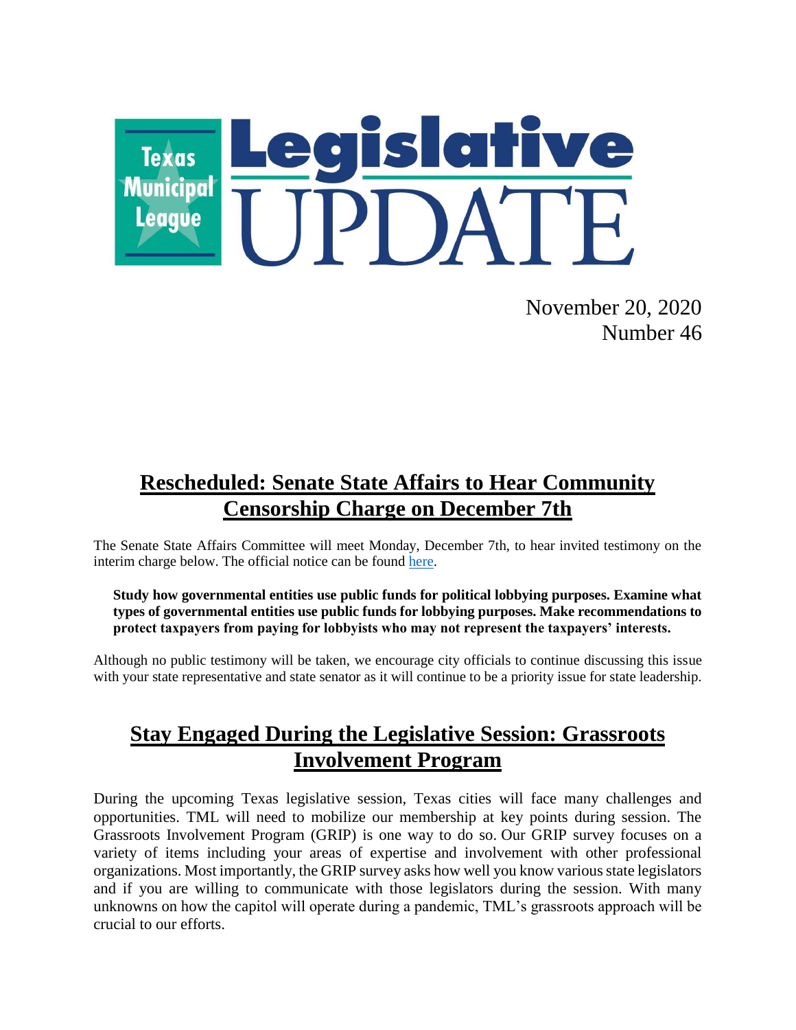# Texas Municipal League Legislative UPDATE

November 20, 2020
Number 46

## Rescheduled: Senate State Affairs to Hear Community Censorship Charge on December 7th

The Senate State Affairs Committee will meet Monday, December 7th, to hear invited testimony on the interim charge below. The official notice can be found here.

> **Study how governmental entities use public funds for political lobbying purposes. Examine what types of governmental entities use public funds for lobbying purposes. Make recommendations to protect taxpayers from paying for lobbyists who may not represent the taxpayers' interests.**

Although no public testimony will be taken, we encourage city officials to continue discussing this issue with your state representative and state senator as it will continue to be a priority issue for state leadership.

## Stay Engaged During the Legislative Session: Grassroots Involvement Program

During the upcoming Texas legislative session, Texas cities will face many challenges and opportunities. TML will need to mobilize our membership at key points during session. The Grassroots Involvement Program (GRIP) is one way to do so. Our GRIP survey focuses on a variety of items including your areas of expertise and involvement with other professional organizations. Most importantly, the GRIP survey asks how well you know various state legislators and if you are willing to communicate with those legislators during the session. With many unknowns on how the capitol will operate during a pandemic, TML's grassroots approach will be crucial to our efforts.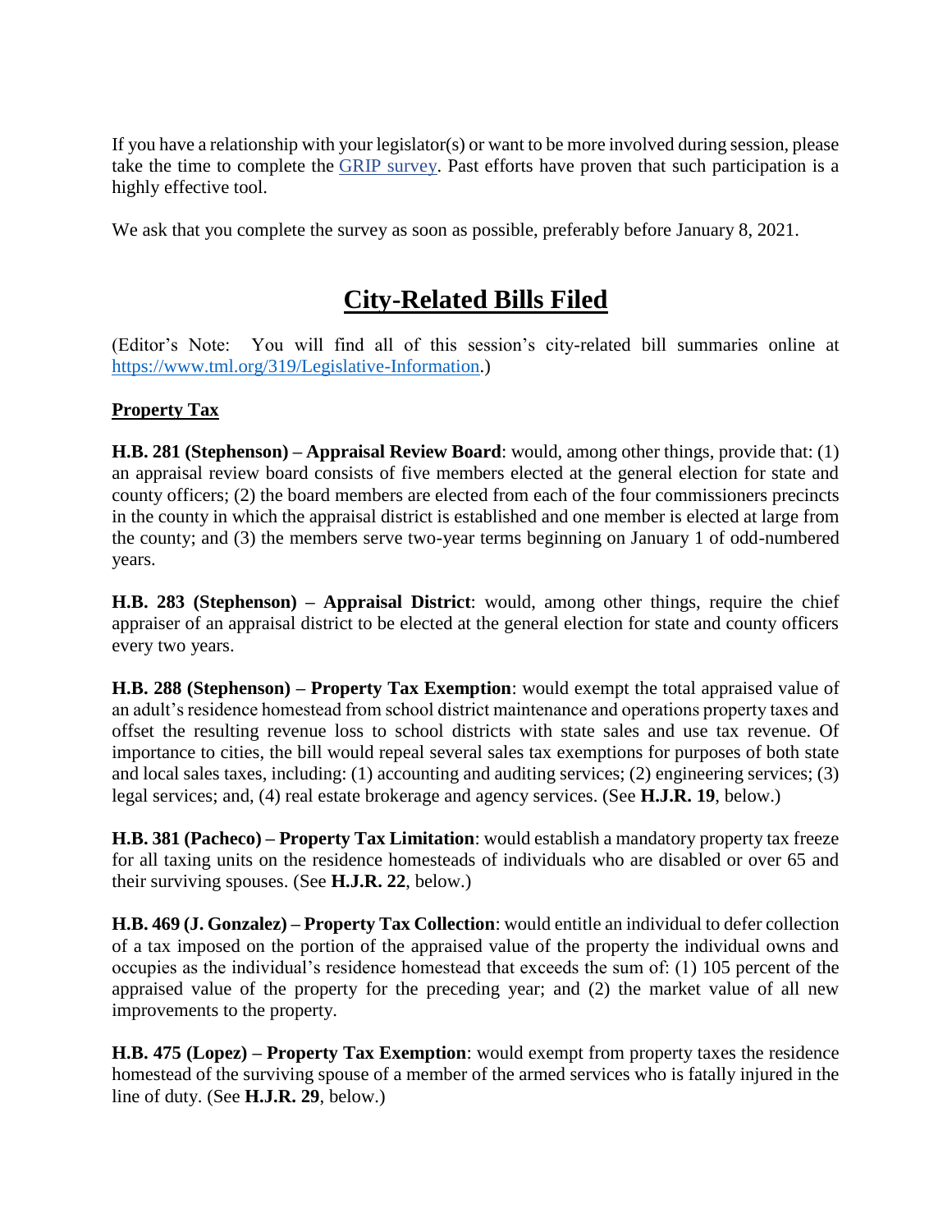If you have a relationship with your legislator(s) or want to be more involved during session, please take the time to complete the [GRIP survey](). Past efforts have proven that such participation is a highly effective tool.

We ask that you complete the survey as soon as possible, preferably before January 8, 2021.

# City-Related Bills Filed

(Editor's Note: You will find all of this session's city-related bill summaries online at https://www.tml.org/319/Legislative-Information.)

## Property Tax

**H.B. 281 (Stephenson) – Appraisal Review Board**: would, among other things, provide that: (1) an appraisal review board consists of five members elected at the general election for state and county officers; (2) the board members are elected from each of the four commissioners precincts in the county in which the appraisal district is established and one member is elected at large from the county; and (3) the members serve two-year terms beginning on January 1 of odd-numbered years.

**H.B. 283 (Stephenson) – Appraisal District**: would, among other things, require the chief appraiser of an appraisal district to be elected at the general election for state and county officers every two years.

**H.B. 288 (Stephenson) – Property Tax Exemption**: would exempt the total appraised value of an adult's residence homestead from school district maintenance and operations property taxes and offset the resulting revenue loss to school districts with state sales and use tax revenue. Of importance to cities, the bill would repeal several sales tax exemptions for purposes of both state and local sales taxes, including: (1) accounting and auditing services; (2) engineering services; (3) legal services; and, (4) real estate brokerage and agency services. (See **H.J.R. 19**, below.)

**H.B. 381 (Pacheco) – Property Tax Limitation**: would establish a mandatory property tax freeze for all taxing units on the residence homesteads of individuals who are disabled or over 65 and their surviving spouses. (See **H.J.R. 22**, below.)

**H.B. 469 (J. Gonzalez) – Property Tax Collection**: would entitle an individual to defer collection of a tax imposed on the portion of the appraised value of the property the individual owns and occupies as the individual's residence homestead that exceeds the sum of: (1) 105 percent of the appraised value of the property for the preceding year; and (2) the market value of all new improvements to the property.

**H.B. 475 (Lopez) – Property Tax Exemption**: would exempt from property taxes the residence homestead of the surviving spouse of a member of the armed services who is fatally injured in the line of duty. (See **H.J.R. 29**, below.)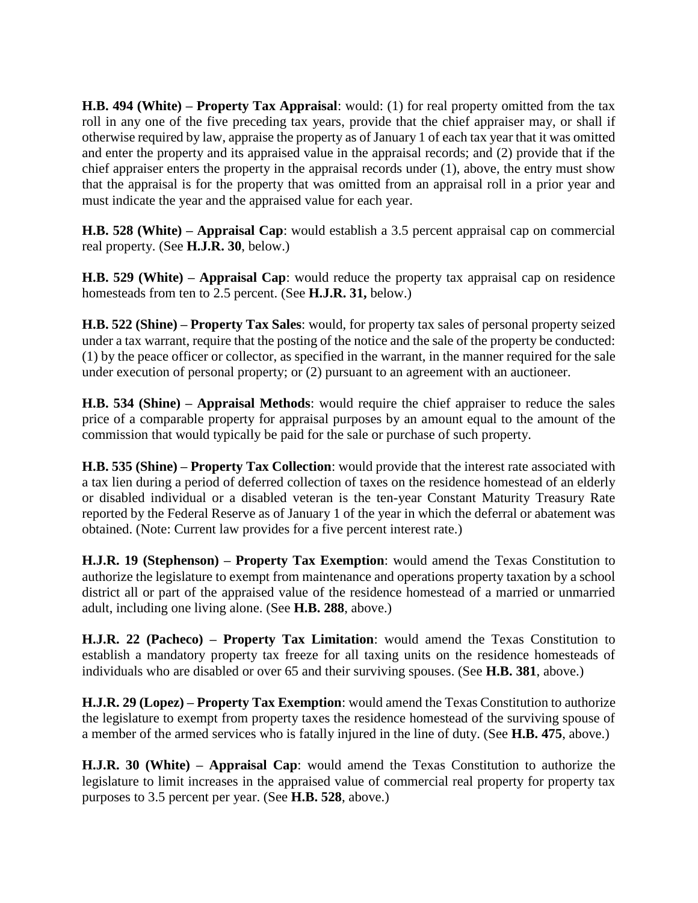**H.B. 494 (White) – Property Tax Appraisal**: would: (1) for real property omitted from the tax roll in any one of the five preceding tax years, provide that the chief appraiser may, or shall if otherwise required by law, appraise the property as of January 1 of each tax year that it was omitted and enter the property and its appraised value in the appraisal records; and (2) provide that if the chief appraiser enters the property in the appraisal records under (1), above, the entry must show that the appraisal is for the property that was omitted from an appraisal roll in a prior year and must indicate the year and the appraised value for each year.

**H.B. 528 (White) – Appraisal Cap**: would establish a 3.5 percent appraisal cap on commercial real property. (See **H.J.R. 30**, below.)

**H.B. 529 (White) – Appraisal Cap**: would reduce the property tax appraisal cap on residence homesteads from ten to 2.5 percent. (See **H.J.R. 31,** below.)

**H.B. 522 (Shine) – Property Tax Sales**: would, for property tax sales of personal property seized under a tax warrant, require that the posting of the notice and the sale of the property be conducted: (1) by the peace officer or collector, as specified in the warrant, in the manner required for the sale under execution of personal property; or (2) pursuant to an agreement with an auctioneer.

**H.B. 534 (Shine) – Appraisal Methods**: would require the chief appraiser to reduce the sales price of a comparable property for appraisal purposes by an amount equal to the amount of the commission that would typically be paid for the sale or purchase of such property.

**H.B. 535 (Shine) – Property Tax Collection**: would provide that the interest rate associated with a tax lien during a period of deferred collection of taxes on the residence homestead of an elderly or disabled individual or a disabled veteran is the ten-year Constant Maturity Treasury Rate reported by the Federal Reserve as of January 1 of the year in which the deferral or abatement was obtained. (Note: Current law provides for a five percent interest rate.)

**H.J.R. 19 (Stephenson) – Property Tax Exemption**: would amend the Texas Constitution to authorize the legislature to exempt from maintenance and operations property taxation by a school district all or part of the appraised value of the residence homestead of a married or unmarried adult, including one living alone. (See **H.B. 288**, above.)

**H.J.R. 22 (Pacheco) – Property Tax Limitation**: would amend the Texas Constitution to establish a mandatory property tax freeze for all taxing units on the residence homesteads of individuals who are disabled or over 65 and their surviving spouses. (See **H.B. 381**, above.)

**H.J.R. 29 (Lopez) – Property Tax Exemption**: would amend the Texas Constitution to authorize the legislature to exempt from property taxes the residence homestead of the surviving spouse of a member of the armed services who is fatally injured in the line of duty. (See **H.B. 475**, above.)

**H.J.R. 30 (White) – Appraisal Cap**: would amend the Texas Constitution to authorize the legislature to limit increases in the appraised value of commercial real property for property tax purposes to 3.5 percent per year. (See **H.B. 528**, above.)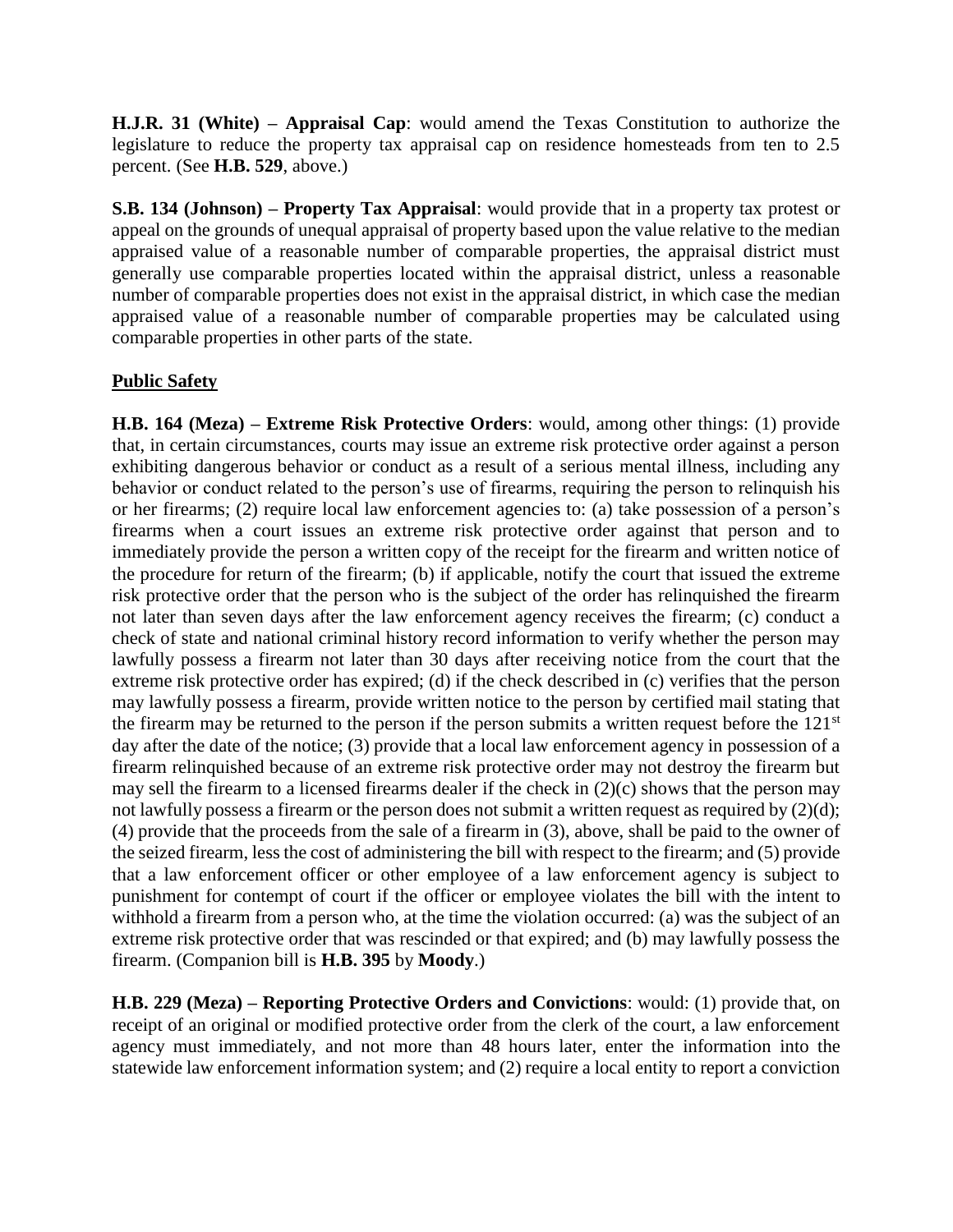**H.J.R. 31 (White) – Appraisal Cap**: would amend the Texas Constitution to authorize the legislature to reduce the property tax appraisal cap on residence homesteads from ten to 2.5 percent. (See **H.B. 529**, above.)

**S.B. 134 (Johnson) – Property Tax Appraisal**: would provide that in a property tax protest or appeal on the grounds of unequal appraisal of property based upon the value relative to the median appraised value of a reasonable number of comparable properties, the appraisal district must generally use comparable properties located within the appraisal district, unless a reasonable number of comparable properties does not exist in the appraisal district, in which case the median appraised value of a reasonable number of comparable properties may be calculated using comparable properties in other parts of the state.

## Public Safety

**H.B. 164 (Meza) – Extreme Risk Protective Orders**: would, among other things: (1) provide that, in certain circumstances, courts may issue an extreme risk protective order against a person exhibiting dangerous behavior or conduct as a result of a serious mental illness, including any behavior or conduct related to the person's use of firearms, requiring the person to relinquish his or her firearms; (2) require local law enforcement agencies to: (a) take possession of a person's firearms when a court issues an extreme risk protective order against that person and to immediately provide the person a written copy of the receipt for the firearm and written notice of the procedure for return of the firearm; (b) if applicable, notify the court that issued the extreme risk protective order that the person who is the subject of the order has relinquished the firearm not later than seven days after the law enforcement agency receives the firearm; (c) conduct a check of state and national criminal history record information to verify whether the person may lawfully possess a firearm not later than 30 days after receiving notice from the court that the extreme risk protective order has expired; (d) if the check described in (c) verifies that the person may lawfully possess a firearm, provide written notice to the person by certified mail stating that the firearm may be returned to the person if the person submits a written request before the 121st day after the date of the notice; (3) provide that a local law enforcement agency in possession of a firearm relinquished because of an extreme risk protective order may not destroy the firearm but may sell the firearm to a licensed firearms dealer if the check in (2)(c) shows that the person may not lawfully possess a firearm or the person does not submit a written request as required by (2)(d); (4) provide that the proceeds from the sale of a firearm in (3), above, shall be paid to the owner of the seized firearm, less the cost of administering the bill with respect to the firearm; and (5) provide that a law enforcement officer or other employee of a law enforcement agency is subject to punishment for contempt of court if the officer or employee violates the bill with the intent to withhold a firearm from a person who, at the time the violation occurred: (a) was the subject of an extreme risk protective order that was rescinded or that expired; and (b) may lawfully possess the firearm. (Companion bill is **H.B. 395** by **Moody**.)

**H.B. 229 (Meza) – Reporting Protective Orders and Convictions**: would: (1) provide that, on receipt of an original or modified protective order from the clerk of the court, a law enforcement agency must immediately, and not more than 48 hours later, enter the information into the statewide law enforcement information system; and (2) require a local entity to report a conviction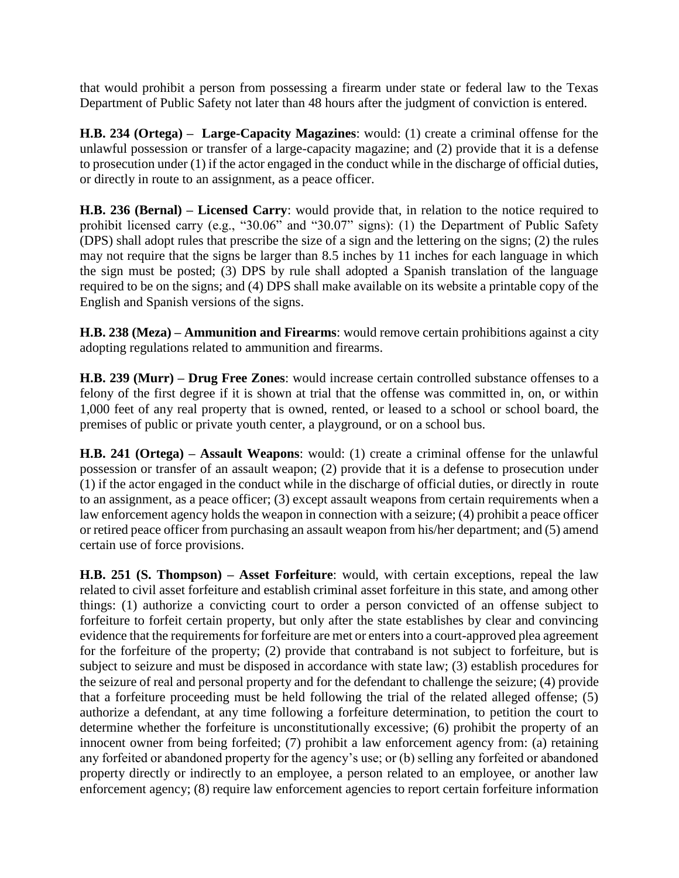that would prohibit a person from possessing a firearm under state or federal law to the Texas Department of Public Safety not later than 48 hours after the judgment of conviction is entered.

**H.B. 234 (Ortega) – Large-Capacity Magazines**: would: (1) create a criminal offense for the unlawful possession or transfer of a large-capacity magazine; and (2) provide that it is a defense to prosecution under (1) if the actor engaged in the conduct while in the discharge of official duties, or directly in route to an assignment, as a peace officer.

**H.B. 236 (Bernal) – Licensed Carry**: would provide that, in relation to the notice required to prohibit licensed carry (e.g., "30.06" and "30.07" signs): (1) the Department of Public Safety (DPS) shall adopt rules that prescribe the size of a sign and the lettering on the signs; (2) the rules may not require that the signs be larger than 8.5 inches by 11 inches for each language in which the sign must be posted; (3) DPS by rule shall adopted a Spanish translation of the language required to be on the signs; and (4) DPS shall make available on its website a printable copy of the English and Spanish versions of the signs.

**H.B. 238 (Meza) – Ammunition and Firearms**: would remove certain prohibitions against a city adopting regulations related to ammunition and firearms.

**H.B. 239 (Murr) – Drug Free Zones**: would increase certain controlled substance offenses to a felony of the first degree if it is shown at trial that the offense was committed in, on, or within 1,000 feet of any real property that is owned, rented, or leased to a school or school board, the premises of public or private youth center, a playground, or on a school bus.

**H.B. 241 (Ortega) – Assault Weapons**: would: (1) create a criminal offense for the unlawful possession or transfer of an assault weapon; (2) provide that it is a defense to prosecution under (1) if the actor engaged in the conduct while in the discharge of official duties, or directly in route to an assignment, as a peace officer; (3) except assault weapons from certain requirements when a law enforcement agency holds the weapon in connection with a seizure; (4) prohibit a peace officer or retired peace officer from purchasing an assault weapon from his/her department; and (5) amend certain use of force provisions.

**H.B. 251 (S. Thompson) – Asset Forfeiture**: would, with certain exceptions, repeal the law related to civil asset forfeiture and establish criminal asset forfeiture in this state, and among other things: (1) authorize a convicting court to order a person convicted of an offense subject to forfeiture to forfeit certain property, but only after the state establishes by clear and convincing evidence that the requirements for forfeiture are met or enters into a court-approved plea agreement for the forfeiture of the property; (2) provide that contraband is not subject to forfeiture, but is subject to seizure and must be disposed in accordance with state law; (3) establish procedures for the seizure of real and personal property and for the defendant to challenge the seizure; (4) provide that a forfeiture proceeding must be held following the trial of the related alleged offense; (5) authorize a defendant, at any time following a forfeiture determination, to petition the court to determine whether the forfeiture is unconstitutionally excessive; (6) prohibit the property of an innocent owner from being forfeited; (7) prohibit a law enforcement agency from: (a) retaining any forfeited or abandoned property for the agency's use; or (b) selling any forfeited or abandoned property directly or indirectly to an employee, a person related to an employee, or another law enforcement agency; (8) require law enforcement agencies to report certain forfeiture information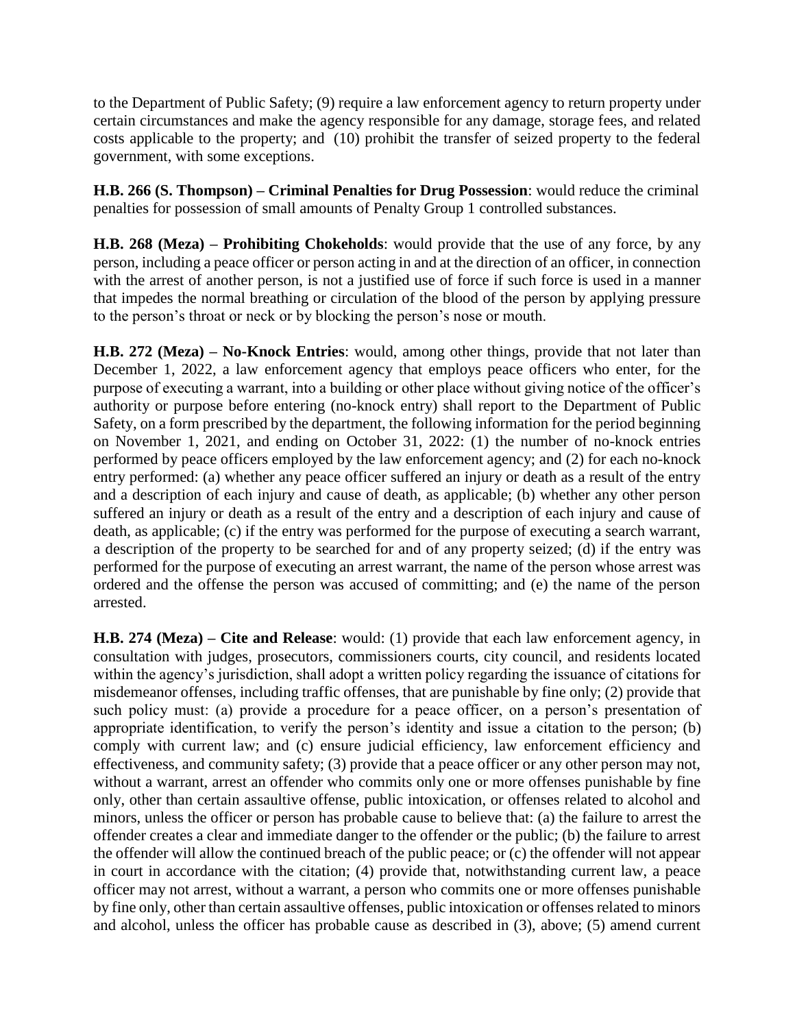to the Department of Public Safety; (9) require a law enforcement agency to return property under certain circumstances and make the agency responsible for any damage, storage fees, and related costs applicable to the property; and (10) prohibit the transfer of seized property to the federal government, with some exceptions.

**H.B. 266 (S. Thompson) – Criminal Penalties for Drug Possession**: would reduce the criminal penalties for possession of small amounts of Penalty Group 1 controlled substances.

**H.B. 268 (Meza) – Prohibiting Chokeholds**: would provide that the use of any force, by any person, including a peace officer or person acting in and at the direction of an officer, in connection with the arrest of another person, is not a justified use of force if such force is used in a manner that impedes the normal breathing or circulation of the blood of the person by applying pressure to the person's throat or neck or by blocking the person's nose or mouth.

**H.B. 272 (Meza) – No-Knock Entries**: would, among other things, provide that not later than December 1, 2022, a law enforcement agency that employs peace officers who enter, for the purpose of executing a warrant, into a building or other place without giving notice of the officer's authority or purpose before entering (no-knock entry) shall report to the Department of Public Safety, on a form prescribed by the department, the following information for the period beginning on November 1, 2021, and ending on October 31, 2022: (1) the number of no-knock entries performed by peace officers employed by the law enforcement agency; and (2) for each no-knock entry performed: (a) whether any peace officer suffered an injury or death as a result of the entry and a description of each injury and cause of death, as applicable; (b) whether any other person suffered an injury or death as a result of the entry and a description of each injury and cause of death, as applicable; (c) if the entry was performed for the purpose of executing a search warrant, a description of the property to be searched for and of any property seized; (d) if the entry was performed for the purpose of executing an arrest warrant, the name of the person whose arrest was ordered and the offense the person was accused of committing; and (e) the name of the person arrested.

**H.B. 274 (Meza) – Cite and Release**: would: (1) provide that each law enforcement agency, in consultation with judges, prosecutors, commissioners courts, city council, and residents located within the agency's jurisdiction, shall adopt a written policy regarding the issuance of citations for misdemeanor offenses, including traffic offenses, that are punishable by fine only; (2) provide that such policy must: (a) provide a procedure for a peace officer, on a person's presentation of appropriate identification, to verify the person's identity and issue a citation to the person; (b) comply with current law; and (c) ensure judicial efficiency, law enforcement efficiency and effectiveness, and community safety; (3) provide that a peace officer or any other person may not, without a warrant, arrest an offender who commits only one or more offenses punishable by fine only, other than certain assaultive offense, public intoxication, or offenses related to alcohol and minors, unless the officer or person has probable cause to believe that: (a) the failure to arrest the offender creates a clear and immediate danger to the offender or the public; (b) the failure to arrest the offender will allow the continued breach of the public peace; or (c) the offender will not appear in court in accordance with the citation; (4) provide that, notwithstanding current law, a peace officer may not arrest, without a warrant, a person who commits one or more offenses punishable by fine only, other than certain assaultive offenses, public intoxication or offenses related to minors and alcohol, unless the officer has probable cause as described in (3), above; (5) amend current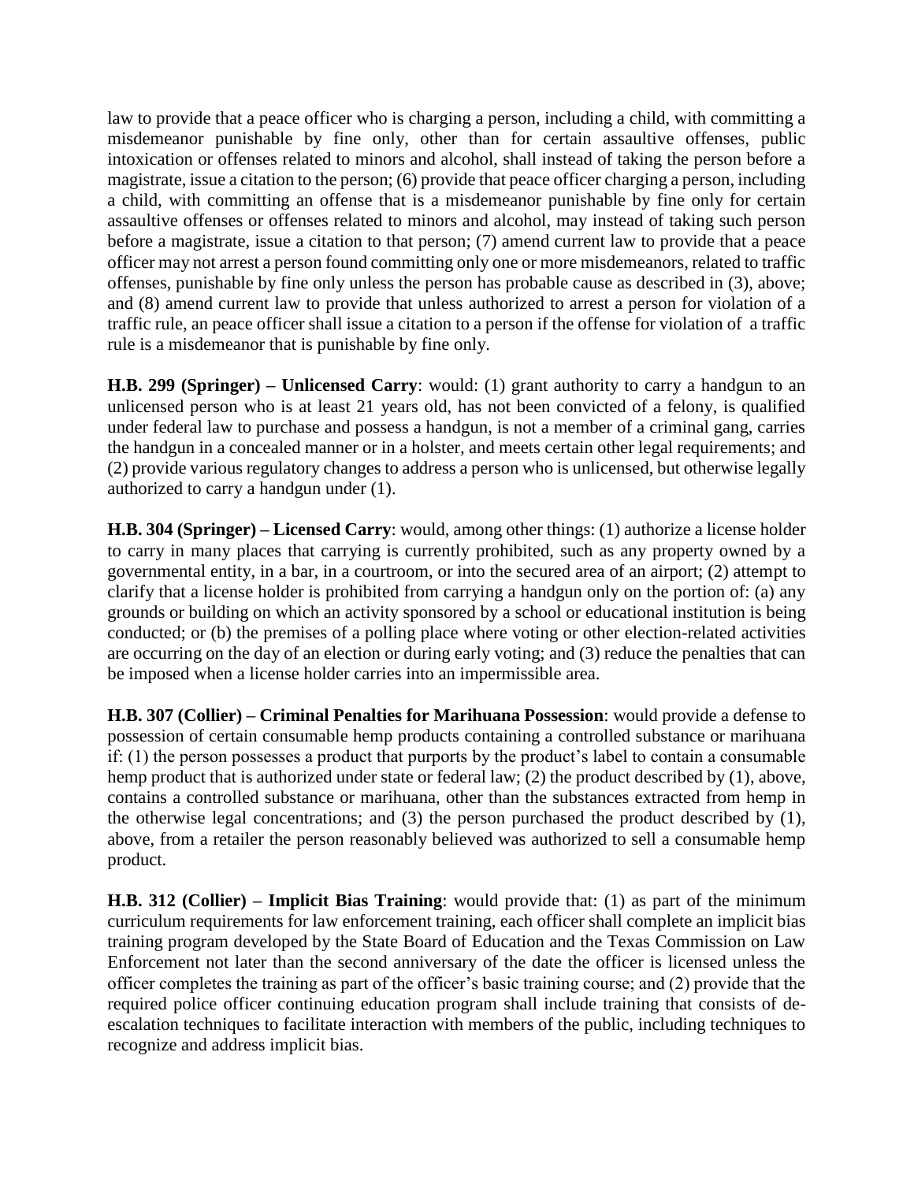law to provide that a peace officer who is charging a person, including a child, with committing a misdemeanor punishable by fine only, other than for certain assaultive offenses, public intoxication or offenses related to minors and alcohol, shall instead of taking the person before a magistrate, issue a citation to the person; (6) provide that peace officer charging a person, including a child, with committing an offense that is a misdemeanor punishable by fine only for certain assaultive offenses or offenses related to minors and alcohol, may instead of taking such person before a magistrate, issue a citation to that person; (7) amend current law to provide that a peace officer may not arrest a person found committing only one or more misdemeanors, related to traffic offenses, punishable by fine only unless the person has probable cause as described in (3), above; and (8) amend current law to provide that unless authorized to arrest a person for violation of a traffic rule, an peace officer shall issue a citation to a person if the offense for violation of a traffic rule is a misdemeanor that is punishable by fine only.

**H.B. 299 (Springer) – Unlicensed Carry**: would: (1) grant authority to carry a handgun to an unlicensed person who is at least 21 years old, has not been convicted of a felony, is qualified under federal law to purchase and possess a handgun, is not a member of a criminal gang, carries the handgun in a concealed manner or in a holster, and meets certain other legal requirements; and (2) provide various regulatory changes to address a person who is unlicensed, but otherwise legally authorized to carry a handgun under (1).

**H.B. 304 (Springer) – Licensed Carry**: would, among other things: (1) authorize a license holder to carry in many places that carrying is currently prohibited, such as any property owned by a governmental entity, in a bar, in a courtroom, or into the secured area of an airport; (2) attempt to clarify that a license holder is prohibited from carrying a handgun only on the portion of: (a) any grounds or building on which an activity sponsored by a school or educational institution is being conducted; or (b) the premises of a polling place where voting or other election-related activities are occurring on the day of an election or during early voting; and (3) reduce the penalties that can be imposed when a license holder carries into an impermissible area.

**H.B. 307 (Collier) – Criminal Penalties for Marihuana Possession**: would provide a defense to possession of certain consumable hemp products containing a controlled substance or marihuana if: (1) the person possesses a product that purports by the product's label to contain a consumable hemp product that is authorized under state or federal law; (2) the product described by (1), above, contains a controlled substance or marihuana, other than the substances extracted from hemp in the otherwise legal concentrations; and (3) the person purchased the product described by (1), above, from a retailer the person reasonably believed was authorized to sell a consumable hemp product.

**H.B. 312 (Collier) – Implicit Bias Training**: would provide that: (1) as part of the minimum curriculum requirements for law enforcement training, each officer shall complete an implicit bias training program developed by the State Board of Education and the Texas Commission on Law Enforcement not later than the second anniversary of the date the officer is licensed unless the officer completes the training as part of the officer's basic training course; and (2) provide that the required police officer continuing education program shall include training that consists of de-escalation techniques to facilitate interaction with members of the public, including techniques to recognize and address implicit bias.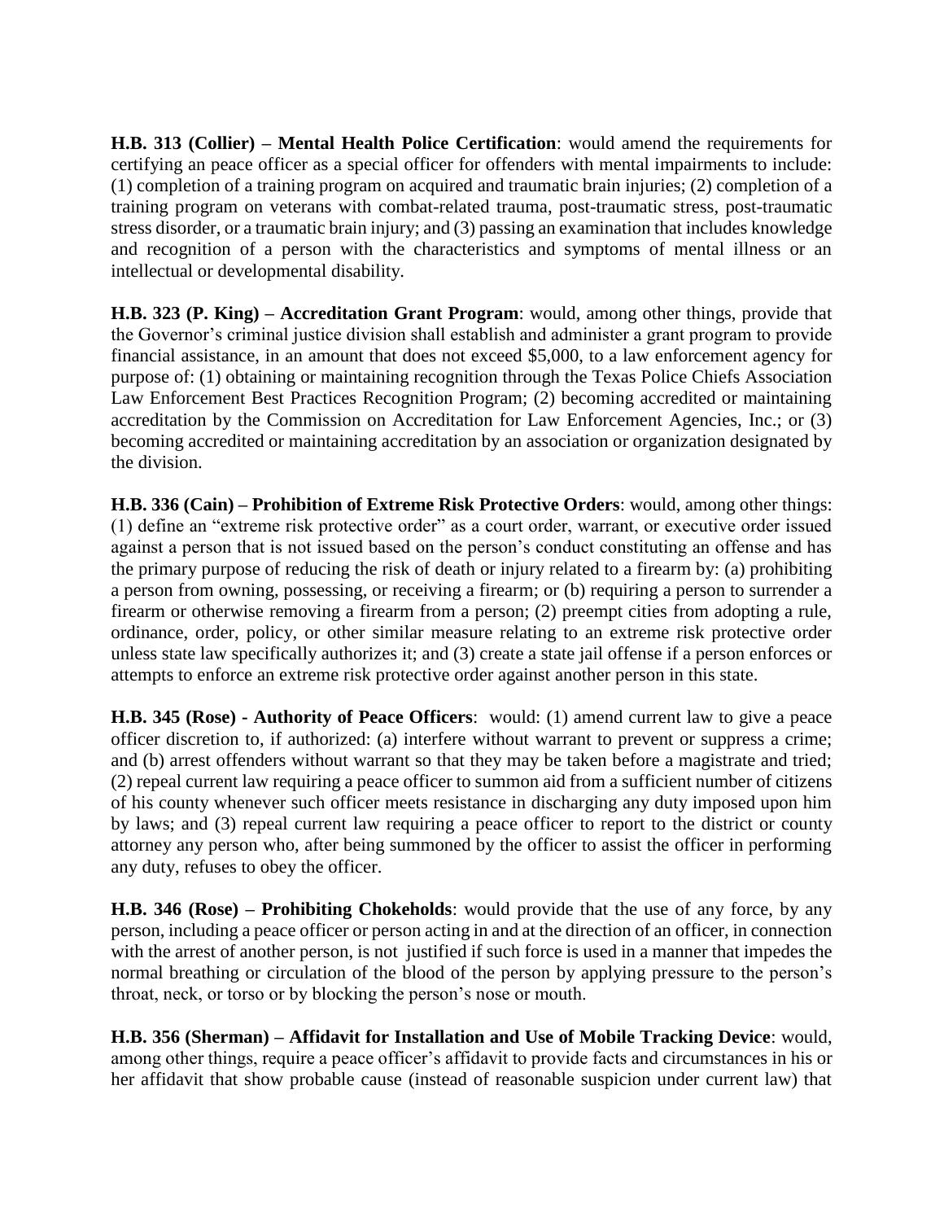**H.B. 313 (Collier) – Mental Health Police Certification**: would amend the requirements for certifying an peace officer as a special officer for offenders with mental impairments to include: (1) completion of a training program on acquired and traumatic brain injuries; (2) completion of a training program on veterans with combat-related trauma, post-traumatic stress, post-traumatic stress disorder, or a traumatic brain injury; and (3) passing an examination that includes knowledge and recognition of a person with the characteristics and symptoms of mental illness or an intellectual or developmental disability.

**H.B. 323 (P. King) – Accreditation Grant Program**: would, among other things, provide that the Governor's criminal justice division shall establish and administer a grant program to provide financial assistance, in an amount that does not exceed $5,000, to a law enforcement agency for purpose of: (1) obtaining or maintaining recognition through the Texas Police Chiefs Association Law Enforcement Best Practices Recognition Program; (2) becoming accredited or maintaining accreditation by the Commission on Accreditation for Law Enforcement Agencies, Inc.; or (3) becoming accredited or maintaining accreditation by an association or organization designated by the division.

**H.B. 336 (Cain) – Prohibition of Extreme Risk Protective Orders**: would, among other things: (1) define an "extreme risk protective order" as a court order, warrant, or executive order issued against a person that is not issued based on the person's conduct constituting an offense and has the primary purpose of reducing the risk of death or injury related to a firearm by: (a) prohibiting a person from owning, possessing, or receiving a firearm; or (b) requiring a person to surrender a firearm or otherwise removing a firearm from a person; (2) preempt cities from adopting a rule, ordinance, order, policy, or other similar measure relating to an extreme risk protective order unless state law specifically authorizes it; and (3) create a state jail offense if a person enforces or attempts to enforce an extreme risk protective order against another person in this state.

**H.B. 345 (Rose) - Authority of Peace Officers**: would: (1) amend current law to give a peace officer discretion to, if authorized: (a) interfere without warrant to prevent or suppress a crime; and (b) arrest offenders without warrant so that they may be taken before a magistrate and tried; (2) repeal current law requiring a peace officer to summon aid from a sufficient number of citizens of his county whenever such officer meets resistance in discharging any duty imposed upon him by laws; and (3) repeal current law requiring a peace officer to report to the district or county attorney any person who, after being summoned by the officer to assist the officer in performing any duty, refuses to obey the officer.

**H.B. 346 (Rose) – Prohibiting Chokeholds**: would provide that the use of any force, by any person, including a peace officer or person acting in and at the direction of an officer, in connection with the arrest of another person, is not justified if such force is used in a manner that impedes the normal breathing or circulation of the blood of the person by applying pressure to the person's throat, neck, or torso or by blocking the person's nose or mouth.

**H.B. 356 (Sherman) – Affidavit for Installation and Use of Mobile Tracking Device**: would, among other things, require a peace officer's affidavit to provide facts and circumstances in his or her affidavit that show probable cause (instead of reasonable suspicion under current law) that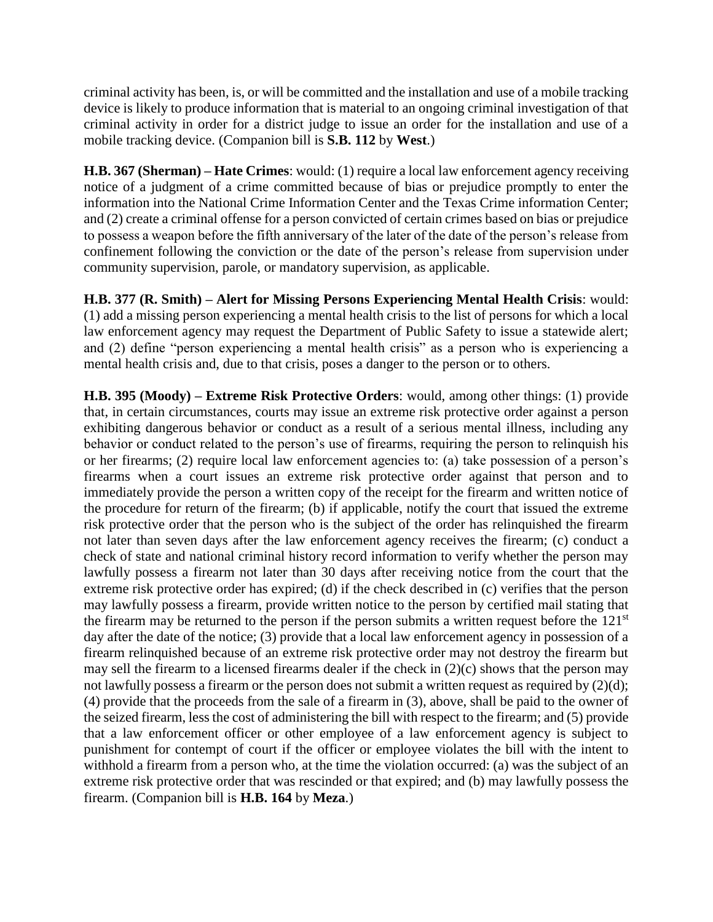criminal activity has been, is, or will be committed and the installation and use of a mobile tracking device is likely to produce information that is material to an ongoing criminal investigation of that criminal activity in order for a district judge to issue an order for the installation and use of a mobile tracking device. (Companion bill is **S.B. 112** by **West**.)

**H.B. 367 (Sherman) – Hate Crimes**: would: (1) require a local law enforcement agency receiving notice of a judgment of a crime committed because of bias or prejudice promptly to enter the information into the National Crime Information Center and the Texas Crime information Center; and (2) create a criminal offense for a person convicted of certain crimes based on bias or prejudice to possess a weapon before the fifth anniversary of the later of the date of the person's release from confinement following the conviction or the date of the person's release from supervision under community supervision, parole, or mandatory supervision, as applicable.

**H.B. 377 (R. Smith) – Alert for Missing Persons Experiencing Mental Health Crisis**: would: (1) add a missing person experiencing a mental health crisis to the list of persons for which a local law enforcement agency may request the Department of Public Safety to issue a statewide alert; and (2) define "person experiencing a mental health crisis" as a person who is experiencing a mental health crisis and, due to that crisis, poses a danger to the person or to others.

**H.B. 395 (Moody) – Extreme Risk Protective Orders**: would, among other things: (1) provide that, in certain circumstances, courts may issue an extreme risk protective order against a person exhibiting dangerous behavior or conduct as a result of a serious mental illness, including any behavior or conduct related to the person's use of firearms, requiring the person to relinquish his or her firearms; (2) require local law enforcement agencies to: (a) take possession of a person's firearms when a court issues an extreme risk protective order against that person and to immediately provide the person a written copy of the receipt for the firearm and written notice of the procedure for return of the firearm; (b) if applicable, notify the court that issued the extreme risk protective order that the person who is the subject of the order has relinquished the firearm not later than seven days after the law enforcement agency receives the firearm; (c) conduct a check of state and national criminal history record information to verify whether the person may lawfully possess a firearm not later than 30 days after receiving notice from the court that the extreme risk protective order has expired; (d) if the check described in (c) verifies that the person may lawfully possess a firearm, provide written notice to the person by certified mail stating that the firearm may be returned to the person if the person submits a written request before the 121st day after the date of the notice; (3) provide that a local law enforcement agency in possession of a firearm relinquished because of an extreme risk protective order may not destroy the firearm but may sell the firearm to a licensed firearms dealer if the check in (2)(c) shows that the person may not lawfully possess a firearm or the person does not submit a written request as required by (2)(d); (4) provide that the proceeds from the sale of a firearm in (3), above, shall be paid to the owner of the seized firearm, less the cost of administering the bill with respect to the firearm; and (5) provide that a law enforcement officer or other employee of a law enforcement agency is subject to punishment for contempt of court if the officer or employee violates the bill with the intent to withhold a firearm from a person who, at the time the violation occurred: (a) was the subject of an extreme risk protective order that was rescinded or that expired; and (b) may lawfully possess the firearm. (Companion bill is **H.B. 164** by **Meza**.)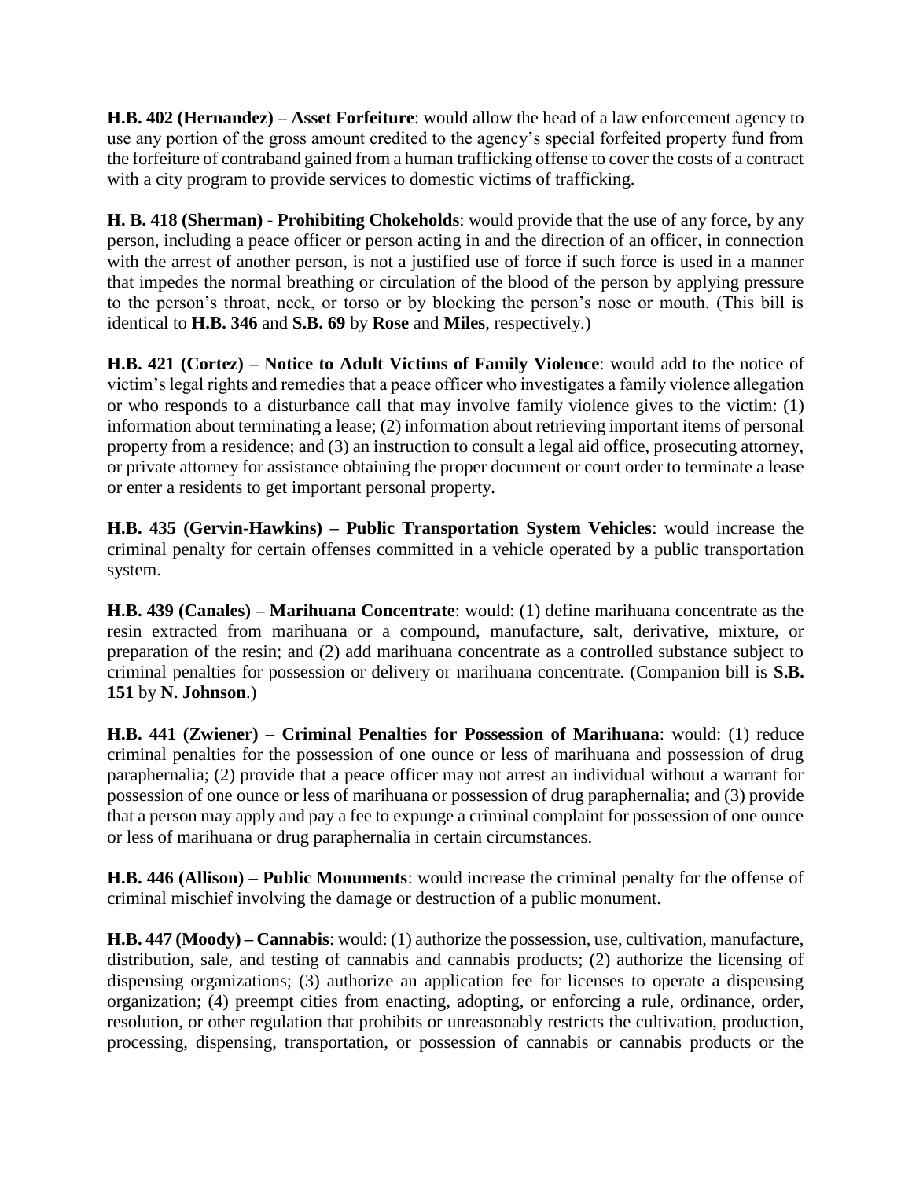**H.B. 402 (Hernandez) – Asset Forfeiture**: would allow the head of a law enforcement agency to use any portion of the gross amount credited to the agency's special forfeited property fund from the forfeiture of contraband gained from a human trafficking offense to cover the costs of a contract with a city program to provide services to domestic victims of trafficking.

**H. B. 418 (Sherman) - Prohibiting Chokeholds**: would provide that the use of any force, by any person, including a peace officer or person acting in and the direction of an officer, in connection with the arrest of another person, is not a justified use of force if such force is used in a manner that impedes the normal breathing or circulation of the blood of the person by applying pressure to the person's throat, neck, or torso or by blocking the person's nose or mouth. (This bill is identical to **H.B. 346** and **S.B. 69** by **Rose** and **Miles**, respectively.)

**H.B. 421 (Cortez) – Notice to Adult Victims of Family Violence**: would add to the notice of victim's legal rights and remedies that a peace officer who investigates a family violence allegation or who responds to a disturbance call that may involve family violence gives to the victim: (1) information about terminating a lease; (2) information about retrieving important items of personal property from a residence; and (3) an instruction to consult a legal aid office, prosecuting attorney, or private attorney for assistance obtaining the proper document or court order to terminate a lease or enter a residents to get important personal property.

**H.B. 435 (Gervin-Hawkins) – Public Transportation System Vehicles**: would increase the criminal penalty for certain offenses committed in a vehicle operated by a public transportation system.

**H.B. 439 (Canales) – Marihuana Concentrate**: would: (1) define marihuana concentrate as the resin extracted from marihuana or a compound, manufacture, salt, derivative, mixture, or preparation of the resin; and (2) add marihuana concentrate as a controlled substance subject to criminal penalties for possession or delivery or marihuana concentrate. (Companion bill is **S.B. 151** by **N. Johnson**.)

**H.B. 441 (Zwiener) – Criminal Penalties for Possession of Marihuana**: would: (1) reduce criminal penalties for the possession of one ounce or less of marihuana and possession of drug paraphernalia; (2) provide that a peace officer may not arrest an individual without a warrant for possession of one ounce or less of marihuana or possession of drug paraphernalia; and (3) provide that a person may apply and pay a fee to expunge a criminal complaint for possession of one ounce or less of marihuana or drug paraphernalia in certain circumstances.

**H.B. 446 (Allison) – Public Monuments**: would increase the criminal penalty for the offense of criminal mischief involving the damage or destruction of a public monument.

**H.B. 447 (Moody) – Cannabis**: would: (1) authorize the possession, use, cultivation, manufacture, distribution, sale, and testing of cannabis and cannabis products; (2) authorize the licensing of dispensing organizations; (3) authorize an application fee for licenses to operate a dispensing organization; (4) preempt cities from enacting, adopting, or enforcing a rule, ordinance, order, resolution, or other regulation that prohibits or unreasonably restricts the cultivation, production, processing, dispensing, transportation, or possession of cannabis or cannabis products or the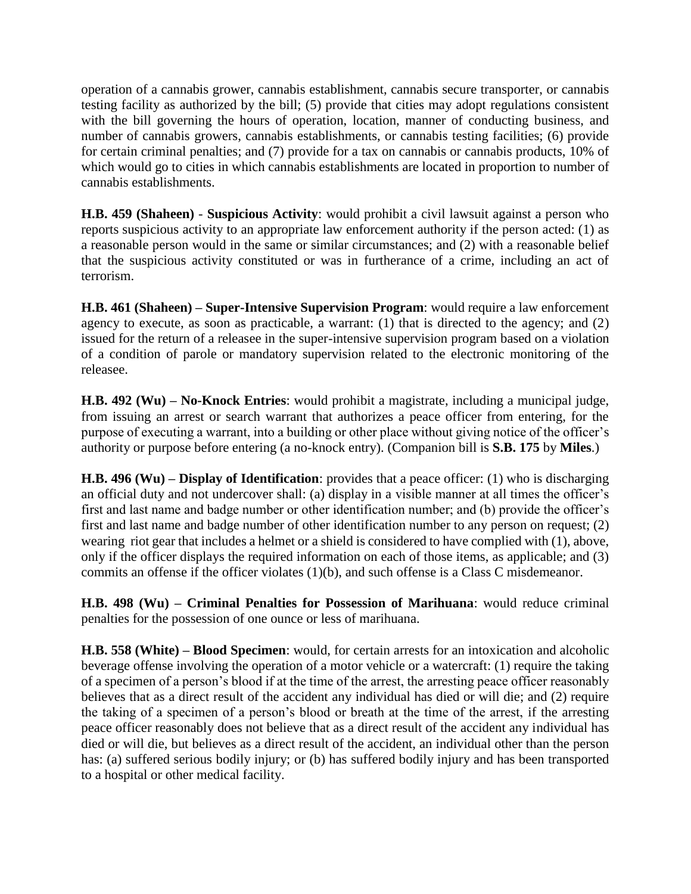operation of a cannabis grower, cannabis establishment, cannabis secure transporter, or cannabis testing facility as authorized by the bill; (5) provide that cities may adopt regulations consistent with the bill governing the hours of operation, location, manner of conducting business, and number of cannabis growers, cannabis establishments, or cannabis testing facilities; (6) provide for certain criminal penalties; and (7) provide for a tax on cannabis or cannabis products, 10% of which would go to cities in which cannabis establishments are located in proportion to number of cannabis establishments.

**H.B. 459 (Shaheen)** - **Suspicious Activity**: would prohibit a civil lawsuit against a person who reports suspicious activity to an appropriate law enforcement authority if the person acted: (1) as a reasonable person would in the same or similar circumstances; and (2) with a reasonable belief that the suspicious activity constituted or was in furtherance of a crime, including an act of terrorism.

**H.B. 461 (Shaheen) – Super-Intensive Supervision Program**: would require a law enforcement agency to execute, as soon as practicable, a warrant: (1) that is directed to the agency; and (2) issued for the return of a releasee in the super-intensive supervision program based on a violation of a condition of parole or mandatory supervision related to the electronic monitoring of the releasee.

**H.B. 492 (Wu) – No-Knock Entries**: would prohibit a magistrate, including a municipal judge, from issuing an arrest or search warrant that authorizes a peace officer from entering, for the purpose of executing a warrant, into a building or other place without giving notice of the officer's authority or purpose before entering (a no-knock entry). (Companion bill is **S.B. 175** by **Miles**.)

**H.B. 496 (Wu) – Display of Identification**: provides that a peace officer: (1) who is discharging an official duty and not undercover shall: (a) display in a visible manner at all times the officer's first and last name and badge number or other identification number; and (b) provide the officer's first and last name and badge number of other identification number to any person on request; (2) wearing riot gear that includes a helmet or a shield is considered to have complied with (1), above, only if the officer displays the required information on each of those items, as applicable; and (3) commits an offense if the officer violates (1)(b), and such offense is a Class C misdemeanor.

**H.B. 498 (Wu) – Criminal Penalties for Possession of Marihuana**: would reduce criminal penalties for the possession of one ounce or less of marihuana.

**H.B. 558 (White) – Blood Specimen**: would, for certain arrests for an intoxication and alcoholic beverage offense involving the operation of a motor vehicle or a watercraft: (1) require the taking of a specimen of a person's blood if at the time of the arrest, the arresting peace officer reasonably believes that as a direct result of the accident any individual has died or will die; and (2) require the taking of a specimen of a person's blood or breath at the time of the arrest, if the arresting peace officer reasonably does not believe that as a direct result of the accident any individual has died or will die, but believes as a direct result of the accident, an individual other than the person has: (a) suffered serious bodily injury; or (b) has suffered bodily injury and has been transported to a hospital or other medical facility.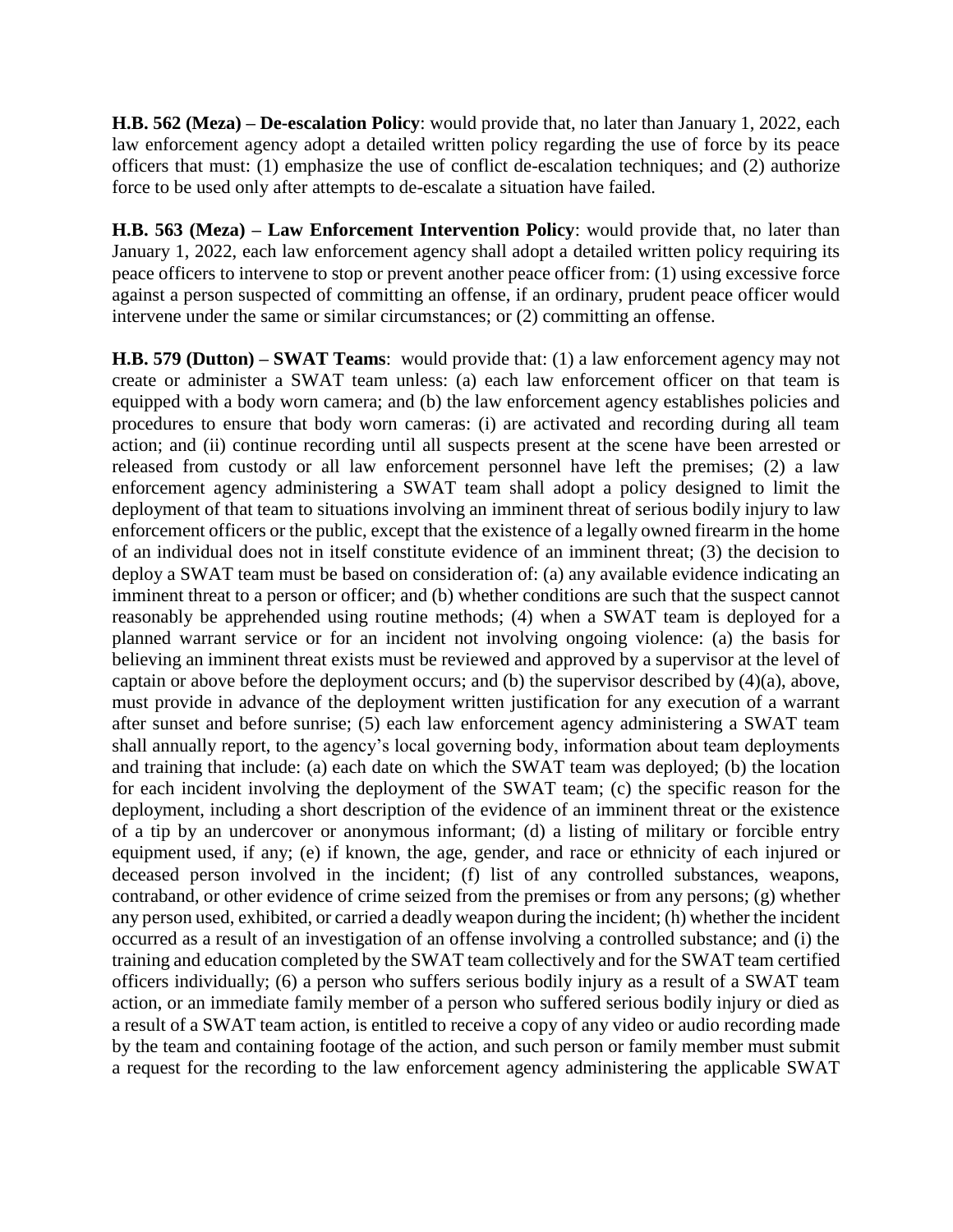**H.B. 562 (Meza) – De-escalation Policy**: would provide that, no later than January 1, 2022, each law enforcement agency adopt a detailed written policy regarding the use of force by its peace officers that must: (1) emphasize the use of conflict de-escalation techniques; and (2) authorize force to be used only after attempts to de-escalate a situation have failed.

**H.B. 563 (Meza) – Law Enforcement Intervention Policy**: would provide that, no later than January 1, 2022, each law enforcement agency shall adopt a detailed written policy requiring its peace officers to intervene to stop or prevent another peace officer from: (1) using excessive force against a person suspected of committing an offense, if an ordinary, prudent peace officer would intervene under the same or similar circumstances; or (2) committing an offense.

**H.B. 579 (Dutton) – SWAT Teams**: would provide that: (1) a law enforcement agency may not create or administer a SWAT team unless: (a) each law enforcement officer on that team is equipped with a body worn camera; and (b) the law enforcement agency establishes policies and procedures to ensure that body worn cameras: (i) are activated and recording during all team action; and (ii) continue recording until all suspects present at the scene have been arrested or released from custody or all law enforcement personnel have left the premises; (2) a law enforcement agency administering a SWAT team shall adopt a policy designed to limit the deployment of that team to situations involving an imminent threat of serious bodily injury to law enforcement officers or the public, except that the existence of a legally owned firearm in the home of an individual does not in itself constitute evidence of an imminent threat; (3) the decision to deploy a SWAT team must be based on consideration of: (a) any available evidence indicating an imminent threat to a person or officer; and (b) whether conditions are such that the suspect cannot reasonably be apprehended using routine methods; (4) when a SWAT team is deployed for a planned warrant service or for an incident not involving ongoing violence: (a) the basis for believing an imminent threat exists must be reviewed and approved by a supervisor at the level of captain or above before the deployment occurs; and (b) the supervisor described by (4)(a), above, must provide in advance of the deployment written justification for any execution of a warrant after sunset and before sunrise; (5) each law enforcement agency administering a SWAT team shall annually report, to the agency's local governing body, information about team deployments and training that include: (a) each date on which the SWAT team was deployed; (b) the location for each incident involving the deployment of the SWAT team; (c) the specific reason for the deployment, including a short description of the evidence of an imminent threat or the existence of a tip by an undercover or anonymous informant; (d) a listing of military or forcible entry equipment used, if any; (e) if known, the age, gender, and race or ethnicity of each injured or deceased person involved in the incident; (f) list of any controlled substances, weapons, contraband, or other evidence of crime seized from the premises or from any persons; (g) whether any person used, exhibited, or carried a deadly weapon during the incident; (h) whether the incident occurred as a result of an investigation of an offense involving a controlled substance; and (i) the training and education completed by the SWAT team collectively and for the SWAT team certified officers individually; (6) a person who suffers serious bodily injury as a result of a SWAT team action, or an immediate family member of a person who suffered serious bodily injury or died as a result of a SWAT team action, is entitled to receive a copy of any video or audio recording made by the team and containing footage of the action, and such person or family member must submit a request for the recording to the law enforcement agency administering the applicable SWAT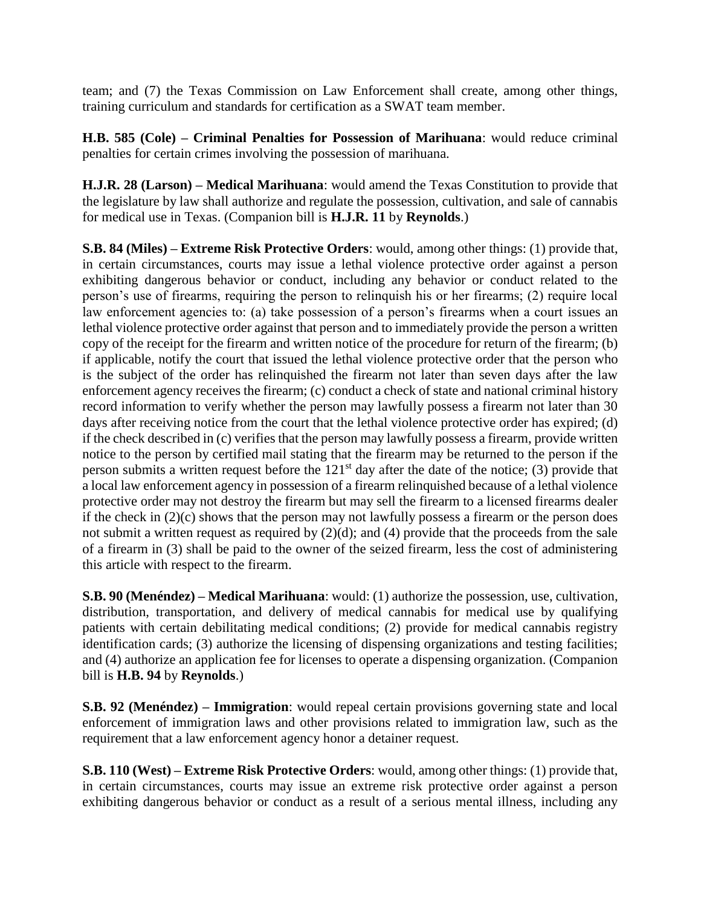team; and (7) the Texas Commission on Law Enforcement shall create, among other things, training curriculum and standards for certification as a SWAT team member.

**H.B. 585 (Cole) – Criminal Penalties for Possession of Marihuana**: would reduce criminal penalties for certain crimes involving the possession of marihuana.

**H.J.R. 28 (Larson) – Medical Marihuana**: would amend the Texas Constitution to provide that the legislature by law shall authorize and regulate the possession, cultivation, and sale of cannabis for medical use in Texas. (Companion bill is **H.J.R. 11** by **Reynolds**.)

**S.B. 84 (Miles) – Extreme Risk Protective Orders**: would, among other things: (1) provide that, in certain circumstances, courts may issue a lethal violence protective order against a person exhibiting dangerous behavior or conduct, including any behavior or conduct related to the person's use of firearms, requiring the person to relinquish his or her firearms; (2) require local law enforcement agencies to: (a) take possession of a person's firearms when a court issues an lethal violence protective order against that person and to immediately provide the person a written copy of the receipt for the firearm and written notice of the procedure for return of the firearm; (b) if applicable, notify the court that issued the lethal violence protective order that the person who is the subject of the order has relinquished the firearm not later than seven days after the law enforcement agency receives the firearm; (c) conduct a check of state and national criminal history record information to verify whether the person may lawfully possess a firearm not later than 30 days after receiving notice from the court that the lethal violence protective order has expired; (d) if the check described in (c) verifies that the person may lawfully possess a firearm, provide written notice to the person by certified mail stating that the firearm may be returned to the person if the person submits a written request before the 121st day after the date of the notice; (3) provide that a local law enforcement agency in possession of a firearm relinquished because of a lethal violence protective order may not destroy the firearm but may sell the firearm to a licensed firearms dealer if the check in (2)(c) shows that the person may not lawfully possess a firearm or the person does not submit a written request as required by (2)(d); and (4) provide that the proceeds from the sale of a firearm in (3) shall be paid to the owner of the seized firearm, less the cost of administering this article with respect to the firearm.

**S.B. 90 (Menéndez) – Medical Marihuana**: would: (1) authorize the possession, use, cultivation, distribution, transportation, and delivery of medical cannabis for medical use by qualifying patients with certain debilitating medical conditions; (2) provide for medical cannabis registry identification cards; (3) authorize the licensing of dispensing organizations and testing facilities; and (4) authorize an application fee for licenses to operate a dispensing organization. (Companion bill is **H.B. 94** by **Reynolds**.)

**S.B. 92 (Menéndez) – Immigration**: would repeal certain provisions governing state and local enforcement of immigration laws and other provisions related to immigration law, such as the requirement that a law enforcement agency honor a detainer request.

**S.B. 110 (West) – Extreme Risk Protective Orders**: would, among other things: (1) provide that, in certain circumstances, courts may issue an extreme risk protective order against a person exhibiting dangerous behavior or conduct as a result of a serious mental illness, including any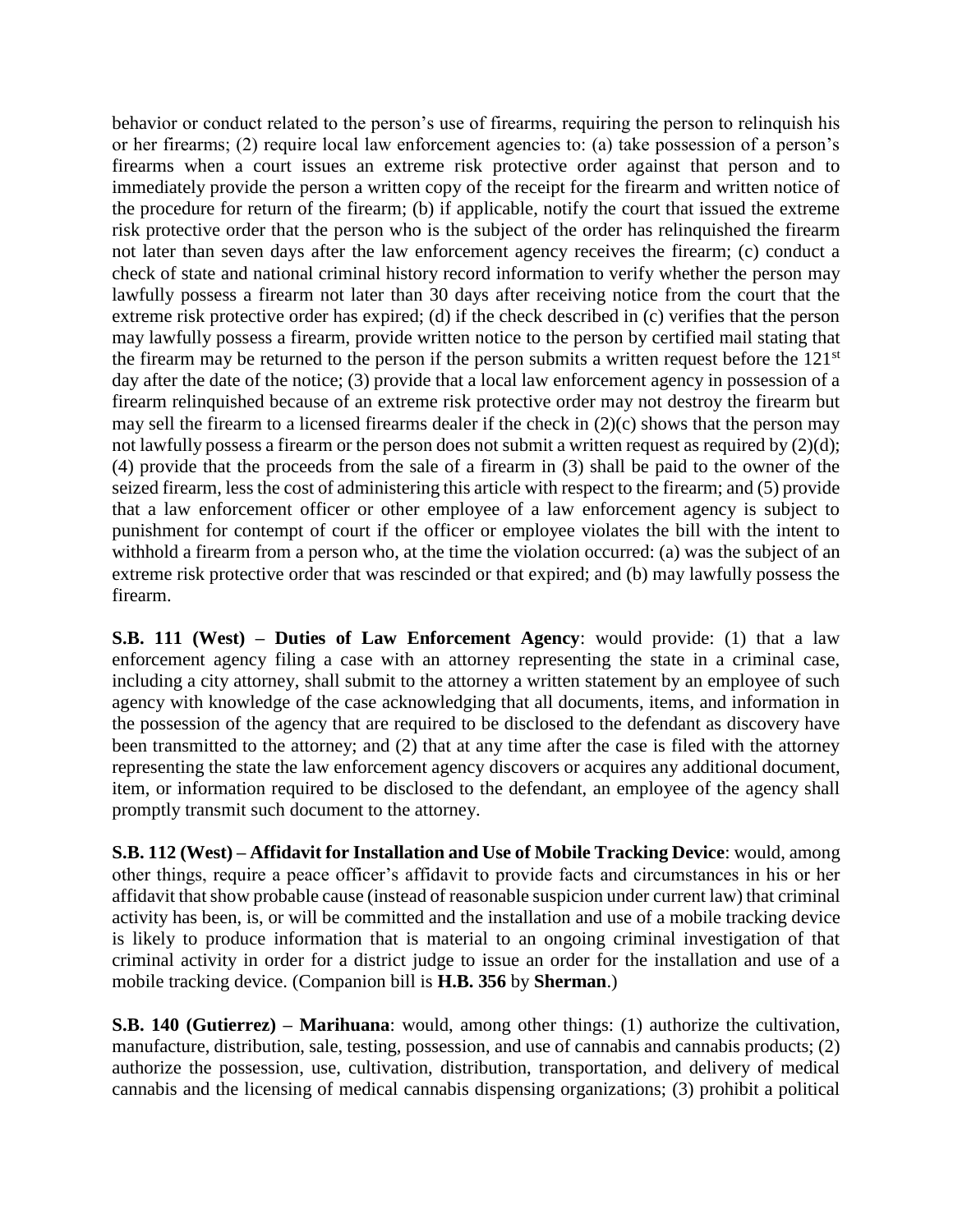behavior or conduct related to the person's use of firearms, requiring the person to relinquish his or her firearms; (2) require local law enforcement agencies to: (a) take possession of a person's firearms when a court issues an extreme risk protective order against that person and to immediately provide the person a written copy of the receipt for the firearm and written notice of the procedure for return of the firearm; (b) if applicable, notify the court that issued the extreme risk protective order that the person who is the subject of the order has relinquished the firearm not later than seven days after the law enforcement agency receives the firearm; (c) conduct a check of state and national criminal history record information to verify whether the person may lawfully possess a firearm not later than 30 days after receiving notice from the court that the extreme risk protective order has expired; (d) if the check described in (c) verifies that the person may lawfully possess a firearm, provide written notice to the person by certified mail stating that the firearm may be returned to the person if the person submits a written request before the 121st day after the date of the notice; (3) provide that a local law enforcement agency in possession of a firearm relinquished because of an extreme risk protective order may not destroy the firearm but may sell the firearm to a licensed firearms dealer if the check in (2)(c) shows that the person may not lawfully possess a firearm or the person does not submit a written request as required by (2)(d); (4) provide that the proceeds from the sale of a firearm in (3) shall be paid to the owner of the seized firearm, less the cost of administering this article with respect to the firearm; and (5) provide that a law enforcement officer or other employee of a law enforcement agency is subject to punishment for contempt of court if the officer or employee violates the bill with the intent to withhold a firearm from a person who, at the time the violation occurred: (a) was the subject of an extreme risk protective order that was rescinded or that expired; and (b) may lawfully possess the firearm.

**S.B. 111 (West) – Duties of Law Enforcement Agency**: would provide: (1) that a law enforcement agency filing a case with an attorney representing the state in a criminal case, including a city attorney, shall submit to the attorney a written statement by an employee of such agency with knowledge of the case acknowledging that all documents, items, and information in the possession of the agency that are required to be disclosed to the defendant as discovery have been transmitted to the attorney; and (2) that at any time after the case is filed with the attorney representing the state the law enforcement agency discovers or acquires any additional document, item, or information required to be disclosed to the defendant, an employee of the agency shall promptly transmit such document to the attorney.

**S.B. 112 (West) – Affidavit for Installation and Use of Mobile Tracking Device**: would, among other things, require a peace officer's affidavit to provide facts and circumstances in his or her affidavit that show probable cause (instead of reasonable suspicion under current law) that criminal activity has been, is, or will be committed and the installation and use of a mobile tracking device is likely to produce information that is material to an ongoing criminal investigation of that criminal activity in order for a district judge to issue an order for the installation and use of a mobile tracking device. (Companion bill is **H.B. 356** by **Sherman**.)

**S.B. 140 (Gutierrez) – Marihuana**: would, among other things: (1) authorize the cultivation, manufacture, distribution, sale, testing, possession, and use of cannabis and cannabis products; (2) authorize the possession, use, cultivation, distribution, transportation, and delivery of medical cannabis and the licensing of medical cannabis dispensing organizations; (3) prohibit a political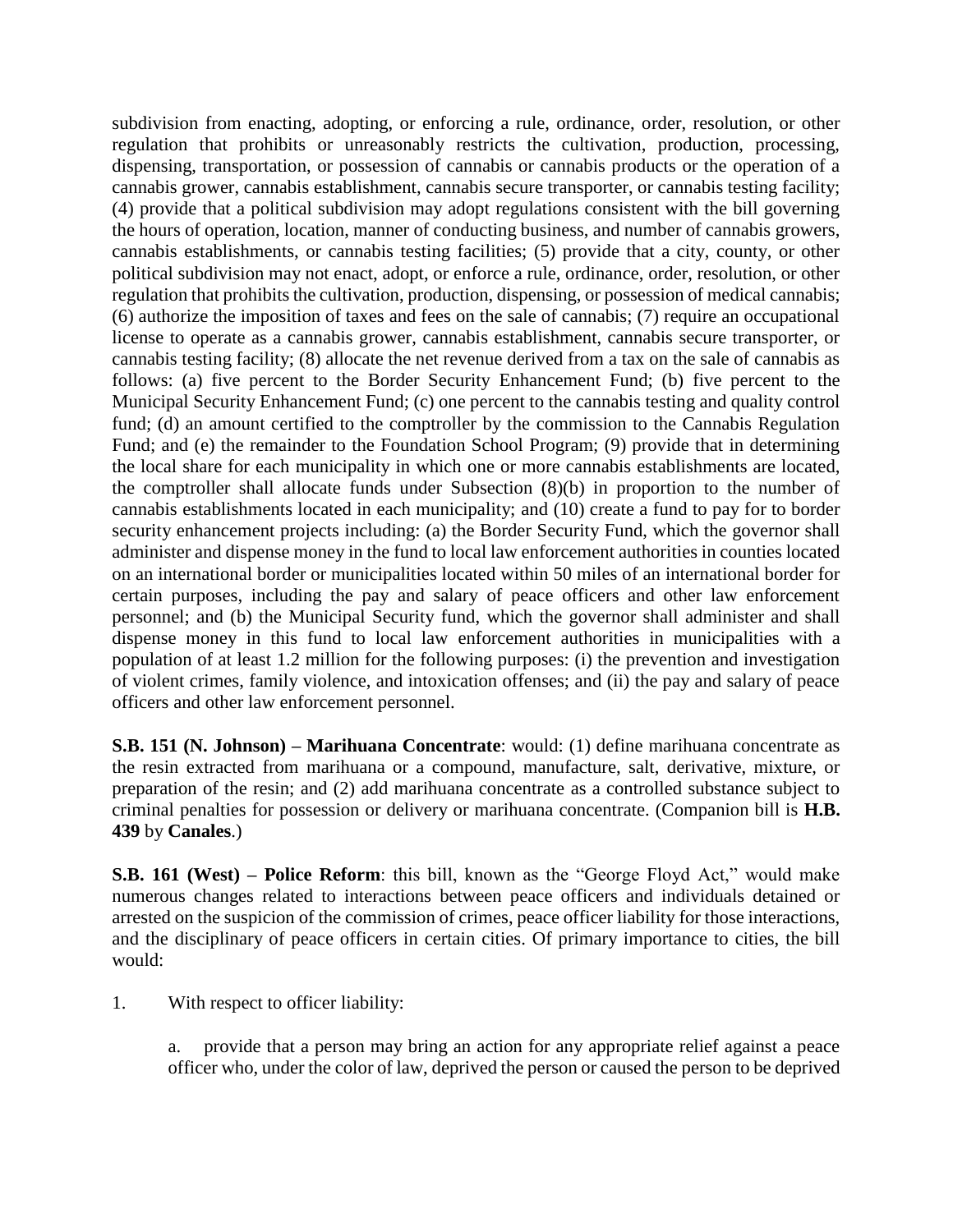subdivision from enacting, adopting, or enforcing a rule, ordinance, order, resolution, or other regulation that prohibits or unreasonably restricts the cultivation, production, processing, dispensing, transportation, or possession of cannabis or cannabis products or the operation of a cannabis grower, cannabis establishment, cannabis secure transporter, or cannabis testing facility; (4) provide that a political subdivision may adopt regulations consistent with the bill governing the hours of operation, location, manner of conducting business, and number of cannabis growers, cannabis establishments, or cannabis testing facilities; (5) provide that a city, county, or other political subdivision may not enact, adopt, or enforce a rule, ordinance, order, resolution, or other regulation that prohibits the cultivation, production, dispensing, or possession of medical cannabis; (6) authorize the imposition of taxes and fees on the sale of cannabis; (7) require an occupational license to operate as a cannabis grower, cannabis establishment, cannabis secure transporter, or cannabis testing facility; (8) allocate the net revenue derived from a tax on the sale of cannabis as follows: (a) five percent to the Border Security Enhancement Fund; (b) five percent to the Municipal Security Enhancement Fund; (c) one percent to the cannabis testing and quality control fund; (d) an amount certified to the comptroller by the commission to the Cannabis Regulation Fund; and (e) the remainder to the Foundation School Program; (9) provide that in determining the local share for each municipality in which one or more cannabis establishments are located, the comptroller shall allocate funds under Subsection (8)(b) in proportion to the number of cannabis establishments located in each municipality; and (10) create a fund to pay for to border security enhancement projects including: (a) the Border Security Fund, which the governor shall administer and dispense money in the fund to local law enforcement authorities in counties located on an international border or municipalities located within 50 miles of an international border for certain purposes, including the pay and salary of peace officers and other law enforcement personnel; and (b) the Municipal Security fund, which the governor shall administer and shall dispense money in this fund to local law enforcement authorities in municipalities with a population of at least 1.2 million for the following purposes: (i) the prevention and investigation of violent crimes, family violence, and intoxication offenses; and (ii) the pay and salary of peace officers and other law enforcement personnel.

**S.B. 151 (N. Johnson) – Marihuana Concentrate**: would: (1) define marihuana concentrate as the resin extracted from marihuana or a compound, manufacture, salt, derivative, mixture, or preparation of the resin; and (2) add marihuana concentrate as a controlled substance subject to criminal penalties for possession or delivery or marihuana concentrate. (Companion bill is **H.B. 439** by **Canales**.)

**S.B. 161 (West) – Police Reform**: this bill, known as the "George Floyd Act," would make numerous changes related to interactions between peace officers and individuals detained or arrested on the suspicion of the commission of crimes, peace officer liability for those interactions, and the disciplinary of peace officers in certain cities. Of primary importance to cities, the bill would:

1. With respect to officer liability:

   a. provide that a person may bring an action for any appropriate relief against a peace officer who, under the color of law, deprived the person or caused the person to be deprived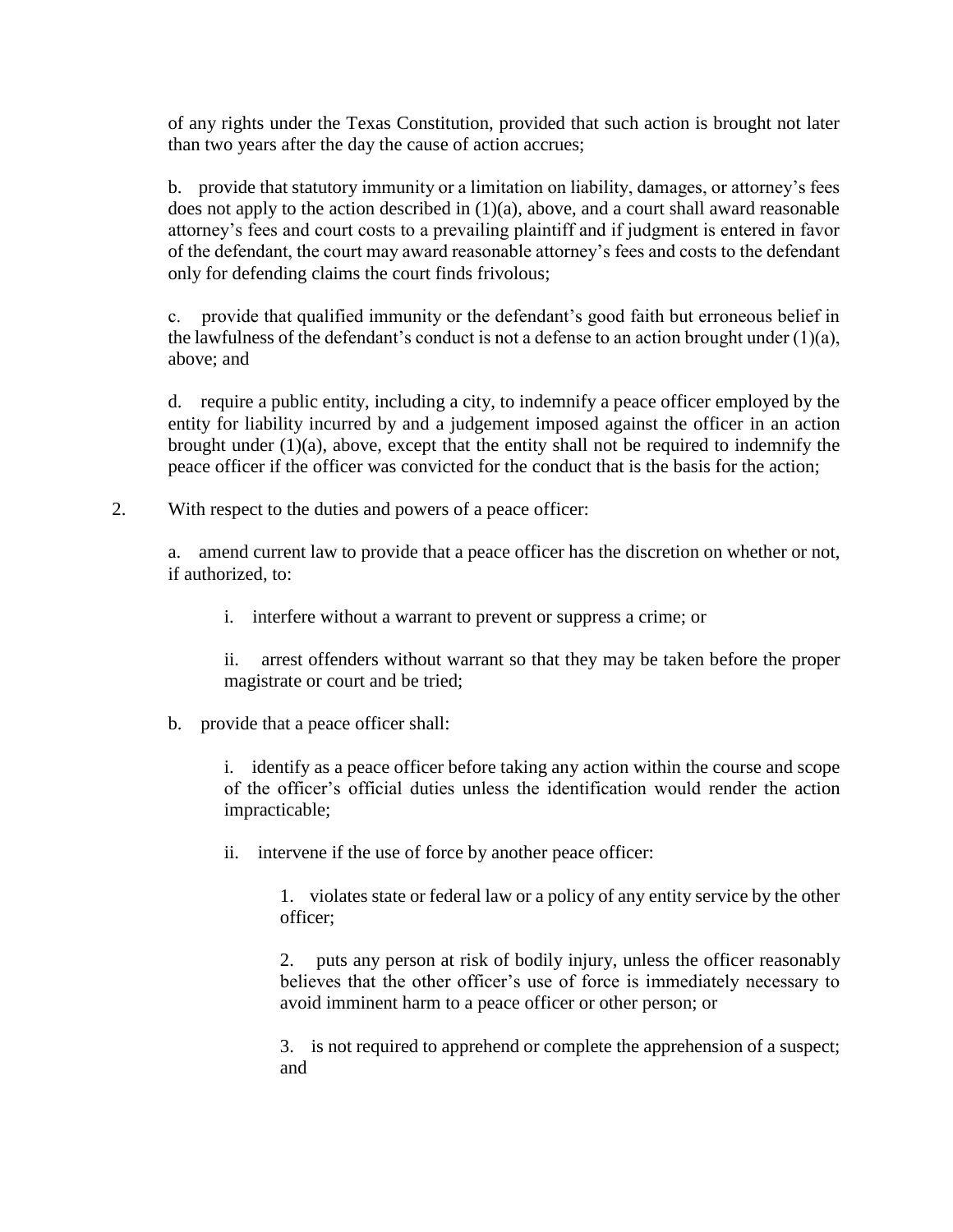of any rights under the Texas Constitution, provided that such action is brought not later than two years after the day the cause of action accrues;

b. provide that statutory immunity or a limitation on liability, damages, or attorney's fees does not apply to the action described in (1)(a), above, and a court shall award reasonable attorney's fees and court costs to a prevailing plaintiff and if judgment is entered in favor of the defendant, the court may award reasonable attorney's fees and costs to the defendant only for defending claims the court finds frivolous;

c. provide that qualified immunity or the defendant's good faith but erroneous belief in the lawfulness of the defendant's conduct is not a defense to an action brought under (1)(a), above; and

d. require a public entity, including a city, to indemnify a peace officer employed by the entity for liability incurred by and a judgement imposed against the officer in an action brought under (1)(a), above, except that the entity shall not be required to indemnify the peace officer if the officer was convicted for the conduct that is the basis for the action;

2. With respect to the duties and powers of a peace officer:

   a. amend current law to provide that a peace officer has the discretion on whether or not, if authorized, to:

      i. interfere without a warrant to prevent or suppress a crime; or

      ii. arrest offenders without warrant so that they may be taken before the proper magistrate or court and be tried;

   b. provide that a peace officer shall:

      i. identify as a peace officer before taking any action within the course and scope of the officer's official duties unless the identification would render the action impracticable;

      ii. intervene if the use of force by another peace officer:

         1. violates state or federal law or a policy of any entity service by the other officer;

         2. puts any person at risk of bodily injury, unless the officer reasonably believes that the other officer's use of force is immediately necessary to avoid imminent harm to a peace officer or other person; or

         3. is not required to apprehend or complete the apprehension of a suspect; and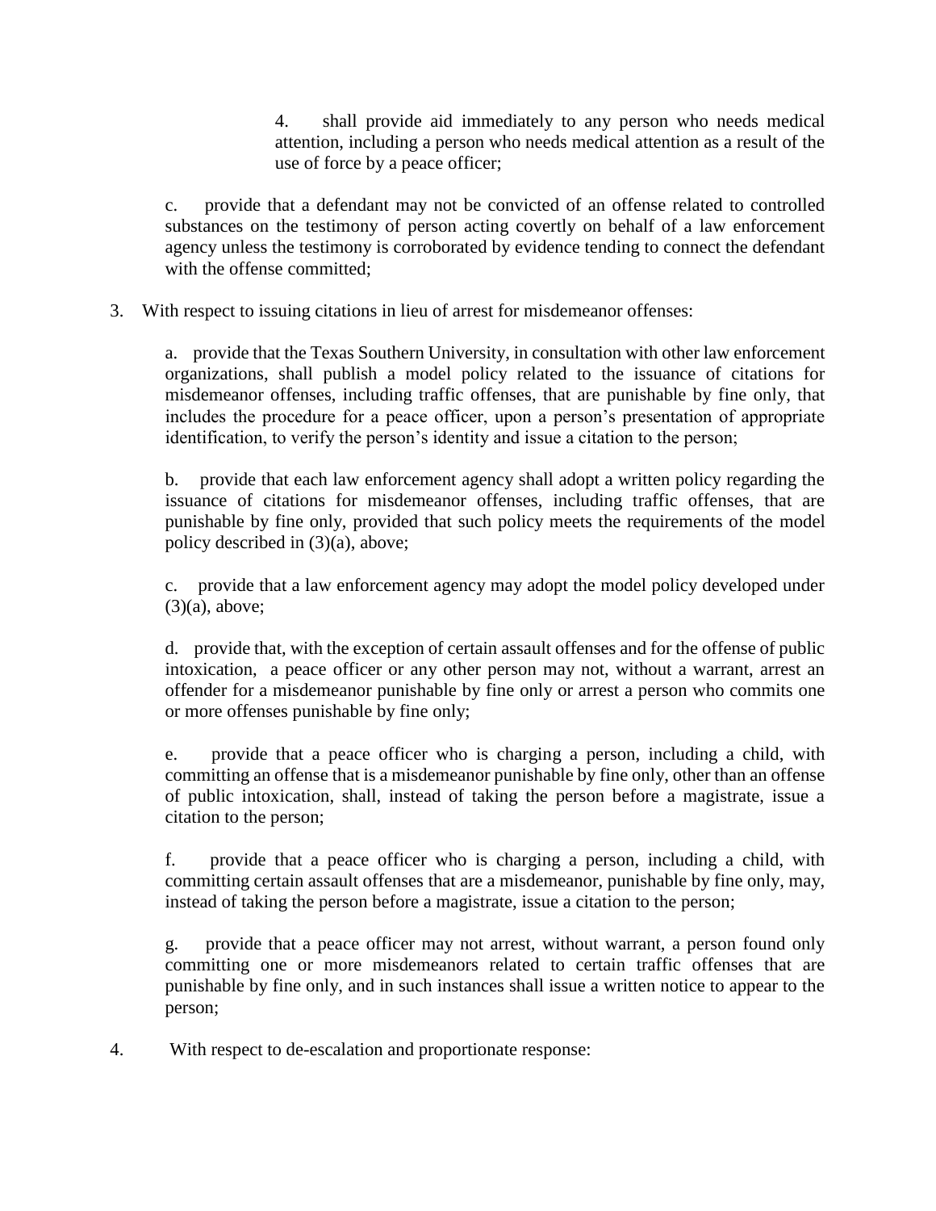4. shall provide aid immediately to any person who needs medical attention, including a person who needs medical attention as a result of the use of force by a peace officer;

c. provide that a defendant may not be convicted of an offense related to controlled substances on the testimony of person acting covertly on behalf of a law enforcement agency unless the testimony is corroborated by evidence tending to connect the defendant with the offense committed;

3. With respect to issuing citations in lieu of arrest for misdemeanor offenses:

a. provide that the Texas Southern University, in consultation with other law enforcement organizations, shall publish a model policy related to the issuance of citations for misdemeanor offenses, including traffic offenses, that are punishable by fine only, that includes the procedure for a peace officer, upon a person's presentation of appropriate identification, to verify the person's identity and issue a citation to the person;

b. provide that each law enforcement agency shall adopt a written policy regarding the issuance of citations for misdemeanor offenses, including traffic offenses, that are punishable by fine only, provided that such policy meets the requirements of the model policy described in (3)(a), above;

c. provide that a law enforcement agency may adopt the model policy developed under (3)(a), above;

d. provide that, with the exception of certain assault offenses and for the offense of public intoxication, a peace officer or any other person may not, without a warrant, arrest an offender for a misdemeanor punishable by fine only or arrest a person who commits one or more offenses punishable by fine only;

e. provide that a peace officer who is charging a person, including a child, with committing an offense that is a misdemeanor punishable by fine only, other than an offense of public intoxication, shall, instead of taking the person before a magistrate, issue a citation to the person;

f. provide that a peace officer who is charging a person, including a child, with committing certain assault offenses that are a misdemeanor, punishable by fine only, may, instead of taking the person before a magistrate, issue a citation to the person;

g. provide that a peace officer may not arrest, without warrant, a person found only committing one or more misdemeanors related to certain traffic offenses that are punishable by fine only, and in such instances shall issue a written notice to appear to the person;

4. With respect to de-escalation and proportionate response: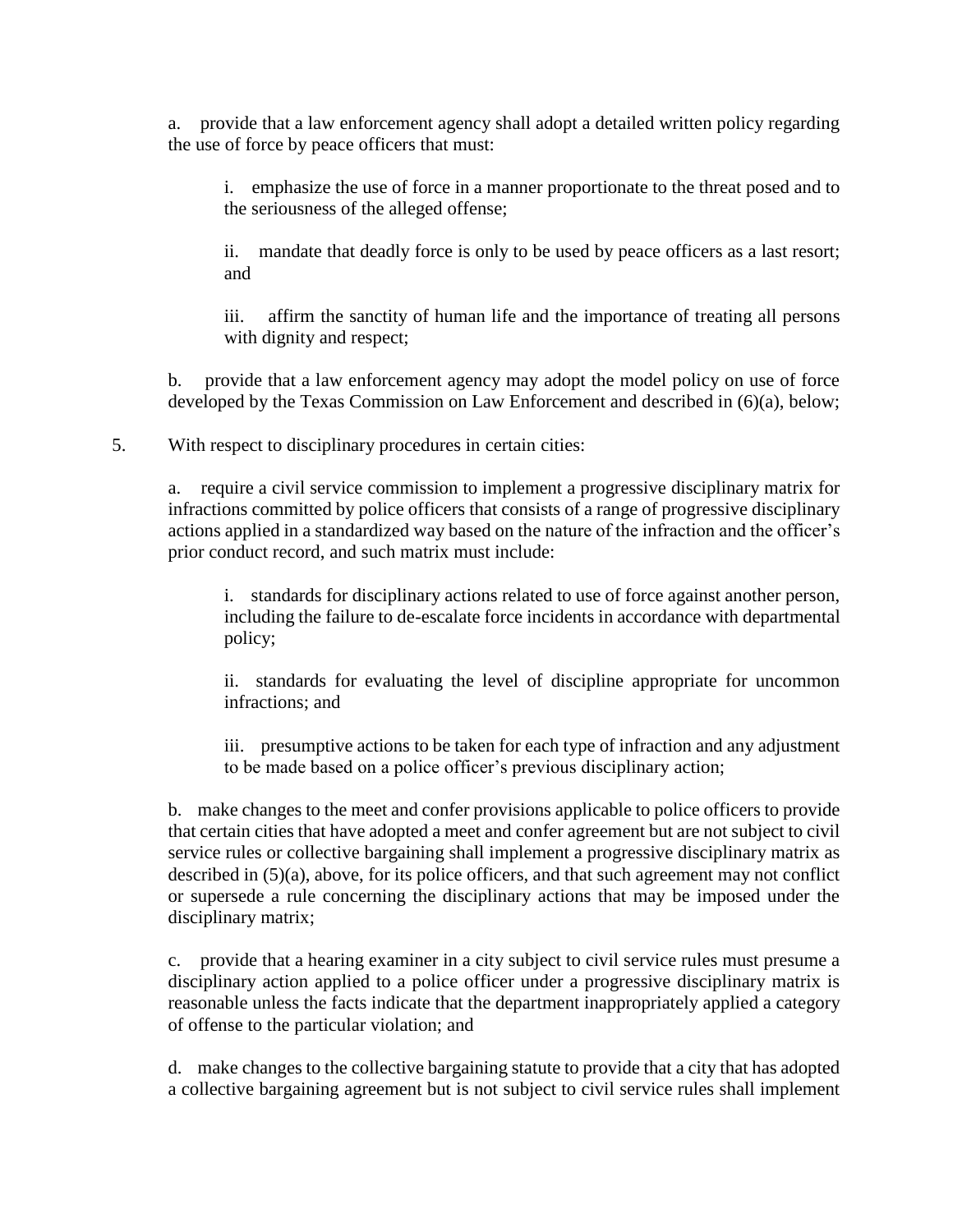a. provide that a law enforcement agency shall adopt a detailed written policy regarding the use of force by peace officers that must:

> i. emphasize the use of force in a manner proportionate to the threat posed and to the seriousness of the alleged offense;
>
> ii. mandate that deadly force is only to be used by peace officers as a last resort; and
>
> iii. affirm the sanctity of human life and the importance of treating all persons with dignity and respect;

b. provide that a law enforcement agency may adopt the model policy on use of force developed by the Texas Commission on Law Enforcement and described in (6)(a), below;

5. With respect to disciplinary procedures in certain cities:

a. require a civil service commission to implement a progressive disciplinary matrix for infractions committed by police officers that consists of a range of progressive disciplinary actions applied in a standardized way based on the nature of the infraction and the officer's prior conduct record, and such matrix must include:

> i. standards for disciplinary actions related to use of force against another person, including the failure to de-escalate force incidents in accordance with departmental policy;
>
> ii. standards for evaluating the level of discipline appropriate for uncommon infractions; and
>
> iii. presumptive actions to be taken for each type of infraction and any adjustment to be made based on a police officer's previous disciplinary action;

b. make changes to the meet and confer provisions applicable to police officers to provide that certain cities that have adopted a meet and confer agreement but are not subject to civil service rules or collective bargaining shall implement a progressive disciplinary matrix as described in (5)(a), above, for its police officers, and that such agreement may not conflict or supersede a rule concerning the disciplinary actions that may be imposed under the disciplinary matrix;

c. provide that a hearing examiner in a city subject to civil service rules must presume a disciplinary action applied to a police officer under a progressive disciplinary matrix is reasonable unless the facts indicate that the department inappropriately applied a category of offense to the particular violation; and

d. make changes to the collective bargaining statute to provide that a city that has adopted a collective bargaining agreement but is not subject to civil service rules shall implement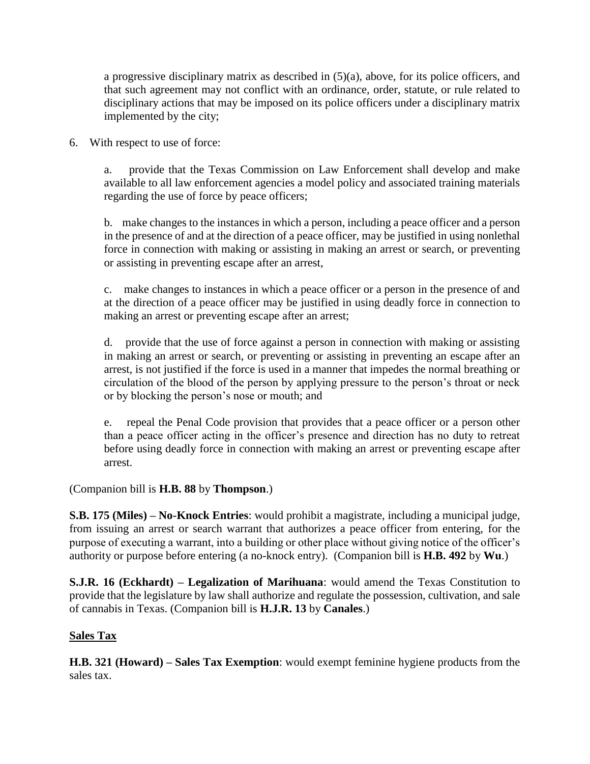a progressive disciplinary matrix as described in (5)(a), above, for its police officers, and that such agreement may not conflict with an ordinance, order, statute, or rule related to disciplinary actions that may be imposed on its police officers under a disciplinary matrix implemented by the city;

6. With respect to use of force:

   a. provide that the Texas Commission on Law Enforcement shall develop and make available to all law enforcement agencies a model policy and associated training materials regarding the use of force by peace officers;

   b. make changes to the instances in which a person, including a peace officer and a person in the presence of and at the direction of a peace officer, may be justified in using nonlethal force in connection with making or assisting in making an arrest or search, or preventing or assisting in preventing escape after an arrest,

   c. make changes to instances in which a peace officer or a person in the presence of and at the direction of a peace officer may be justified in using deadly force in connection to making an arrest or preventing escape after an arrest;

   d. provide that the use of force against a person in connection with making or assisting in making an arrest or search, or preventing or assisting in preventing an escape after an arrest, is not justified if the force is used in a manner that impedes the normal breathing or circulation of the blood of the person by applying pressure to the person's throat or neck or by blocking the person's nose or mouth; and

   e. repeal the Penal Code provision that provides that a peace officer or a person other than a peace officer acting in the officer's presence and direction has no duty to retreat before using deadly force in connection with making an arrest or preventing escape after arrest.

(Companion bill is **H.B. 88** by **Thompson**.)

**S.B. 175 (Miles) – No-Knock Entries**: would prohibit a magistrate, including a municipal judge, from issuing an arrest or search warrant that authorizes a peace officer from entering, for the purpose of executing a warrant, into a building or other place without giving notice of the officer's authority or purpose before entering (a no-knock entry). (Companion bill is **H.B. 492** by **Wu**.)

**S.J.R. 16 (Eckhardt) – Legalization of Marihuana**: would amend the Texas Constitution to provide that the legislature by law shall authorize and regulate the possession, cultivation, and sale of cannabis in Texas. (Companion bill is **H.J.R. 13** by **Canales**.)

## Sales Tax

**H.B. 321 (Howard) – Sales Tax Exemption**: would exempt feminine hygiene products from the sales tax.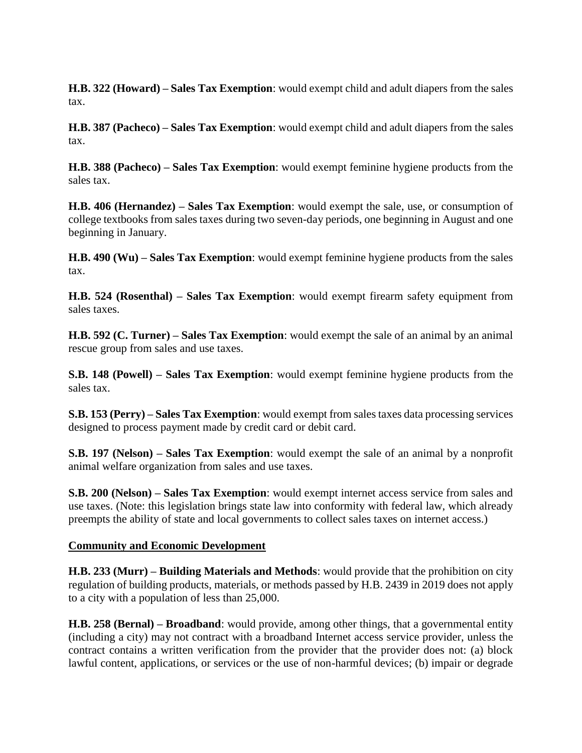**H.B. 322 (Howard) – Sales Tax Exemption**: would exempt child and adult diapers from the sales tax.

**H.B. 387 (Pacheco) – Sales Tax Exemption**: would exempt child and adult diapers from the sales tax.

**H.B. 388 (Pacheco) – Sales Tax Exemption**: would exempt feminine hygiene products from the sales tax.

**H.B. 406 (Hernandez) – Sales Tax Exemption**: would exempt the sale, use, or consumption of college textbooks from sales taxes during two seven-day periods, one beginning in August and one beginning in January.

**H.B. 490 (Wu) – Sales Tax Exemption**: would exempt feminine hygiene products from the sales tax.

**H.B. 524 (Rosenthal) – Sales Tax Exemption**: would exempt firearm safety equipment from sales taxes.

**H.B. 592 (C. Turner) – Sales Tax Exemption**: would exempt the sale of an animal by an animal rescue group from sales and use taxes.

**S.B. 148 (Powell) – Sales Tax Exemption**: would exempt feminine hygiene products from the sales tax.

**S.B. 153 (Perry) – Sales Tax Exemption**: would exempt from sales taxes data processing services designed to process payment made by credit card or debit card.

**S.B. 197 (Nelson) – Sales Tax Exemption**: would exempt the sale of an animal by a nonprofit animal welfare organization from sales and use taxes.

**S.B. 200 (Nelson) – Sales Tax Exemption**: would exempt internet access service from sales and use taxes. (Note: this legislation brings state law into conformity with federal law, which already preempts the ability of state and local governments to collect sales taxes on internet access.)

**Community and Economic Development**

**H.B. 233 (Murr) – Building Materials and Methods**: would provide that the prohibition on city regulation of building products, materials, or methods passed by H.B. 2439 in 2019 does not apply to a city with a population of less than 25,000.

**H.B. 258 (Bernal) – Broadband**: would provide, among other things, that a governmental entity (including a city) may not contract with a broadband Internet access service provider, unless the contract contains a written verification from the provider that the provider does not: (a) block lawful content, applications, or services or the use of non-harmful devices; (b) impair or degrade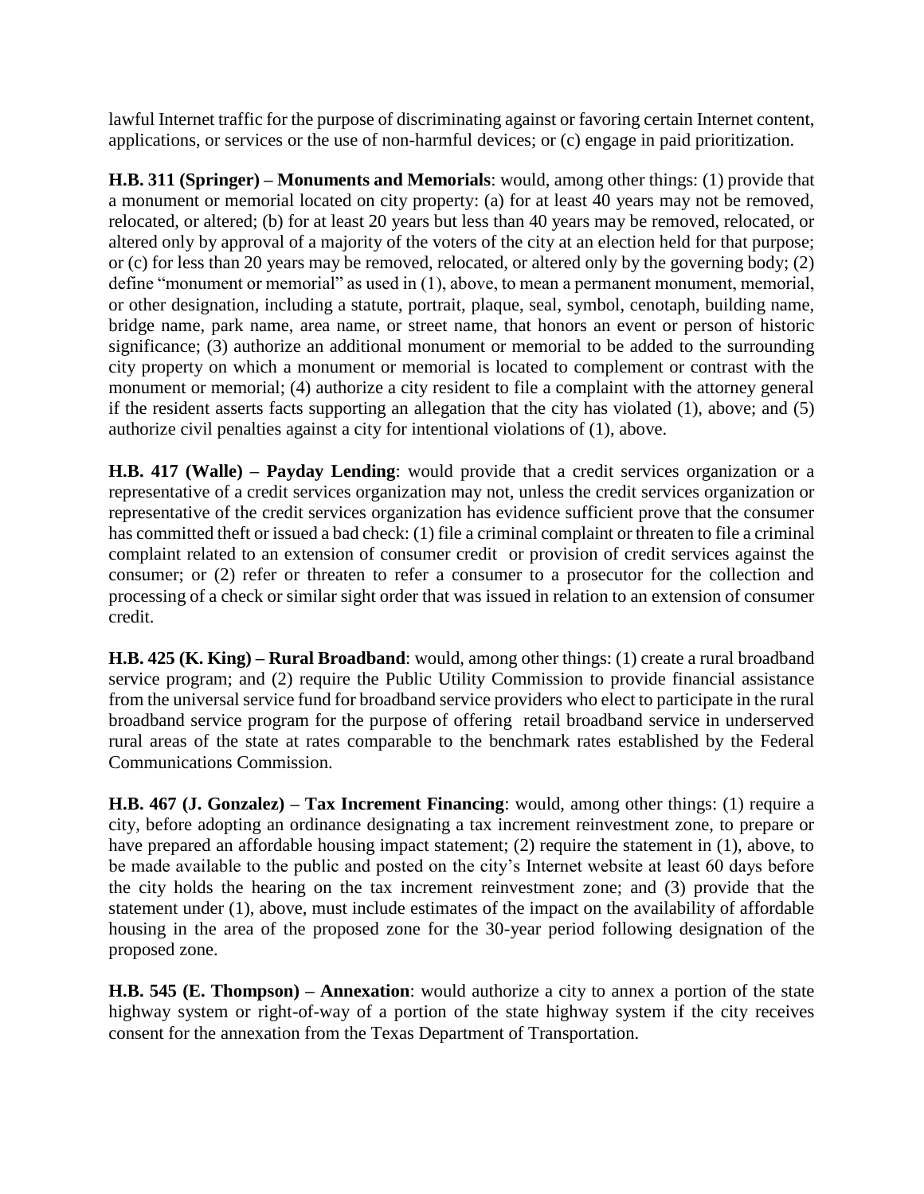lawful Internet traffic for the purpose of discriminating against or favoring certain Internet content, applications, or services or the use of non-harmful devices; or (c) engage in paid prioritization.

**H.B. 311 (Springer) – Monuments and Memorials**: would, among other things: (1) provide that a monument or memorial located on city property: (a) for at least 40 years may not be removed, relocated, or altered; (b) for at least 20 years but less than 40 years may be removed, relocated, or altered only by approval of a majority of the voters of the city at an election held for that purpose; or (c) for less than 20 years may be removed, relocated, or altered only by the governing body; (2) define "monument or memorial" as used in (1), above, to mean a permanent monument, memorial, or other designation, including a statute, portrait, plaque, seal, symbol, cenotaph, building name, bridge name, park name, area name, or street name, that honors an event or person of historic significance; (3) authorize an additional monument or memorial to be added to the surrounding city property on which a monument or memorial is located to complement or contrast with the monument or memorial; (4) authorize a city resident to file a complaint with the attorney general if the resident asserts facts supporting an allegation that the city has violated (1), above; and (5) authorize civil penalties against a city for intentional violations of (1), above.

**H.B. 417 (Walle) – Payday Lending**: would provide that a credit services organization or a representative of a credit services organization may not, unless the credit services organization or representative of the credit services organization has evidence sufficient prove that the consumer has committed theft or issued a bad check: (1) file a criminal complaint or threaten to file a criminal complaint related to an extension of consumer credit or provision of credit services against the consumer; or (2) refer or threaten to refer a consumer to a prosecutor for the collection and processing of a check or similar sight order that was issued in relation to an extension of consumer credit.

**H.B. 425 (K. King) – Rural Broadband**: would, among other things: (1) create a rural broadband service program; and (2) require the Public Utility Commission to provide financial assistance from the universal service fund for broadband service providers who elect to participate in the rural broadband service program for the purpose of offering retail broadband service in underserved rural areas of the state at rates comparable to the benchmark rates established by the Federal Communications Commission.

**H.B. 467 (J. Gonzalez) – Tax Increment Financing**: would, among other things: (1) require a city, before adopting an ordinance designating a tax increment reinvestment zone, to prepare or have prepared an affordable housing impact statement; (2) require the statement in (1), above, to be made available to the public and posted on the city's Internet website at least 60 days before the city holds the hearing on the tax increment reinvestment zone; and (3) provide that the statement under (1), above, must include estimates of the impact on the availability of affordable housing in the area of the proposed zone for the 30-year period following designation of the proposed zone.

**H.B. 545 (E. Thompson) – Annexation**: would authorize a city to annex a portion of the state highway system or right-of-way of a portion of the state highway system if the city receives consent for the annexation from the Texas Department of Transportation.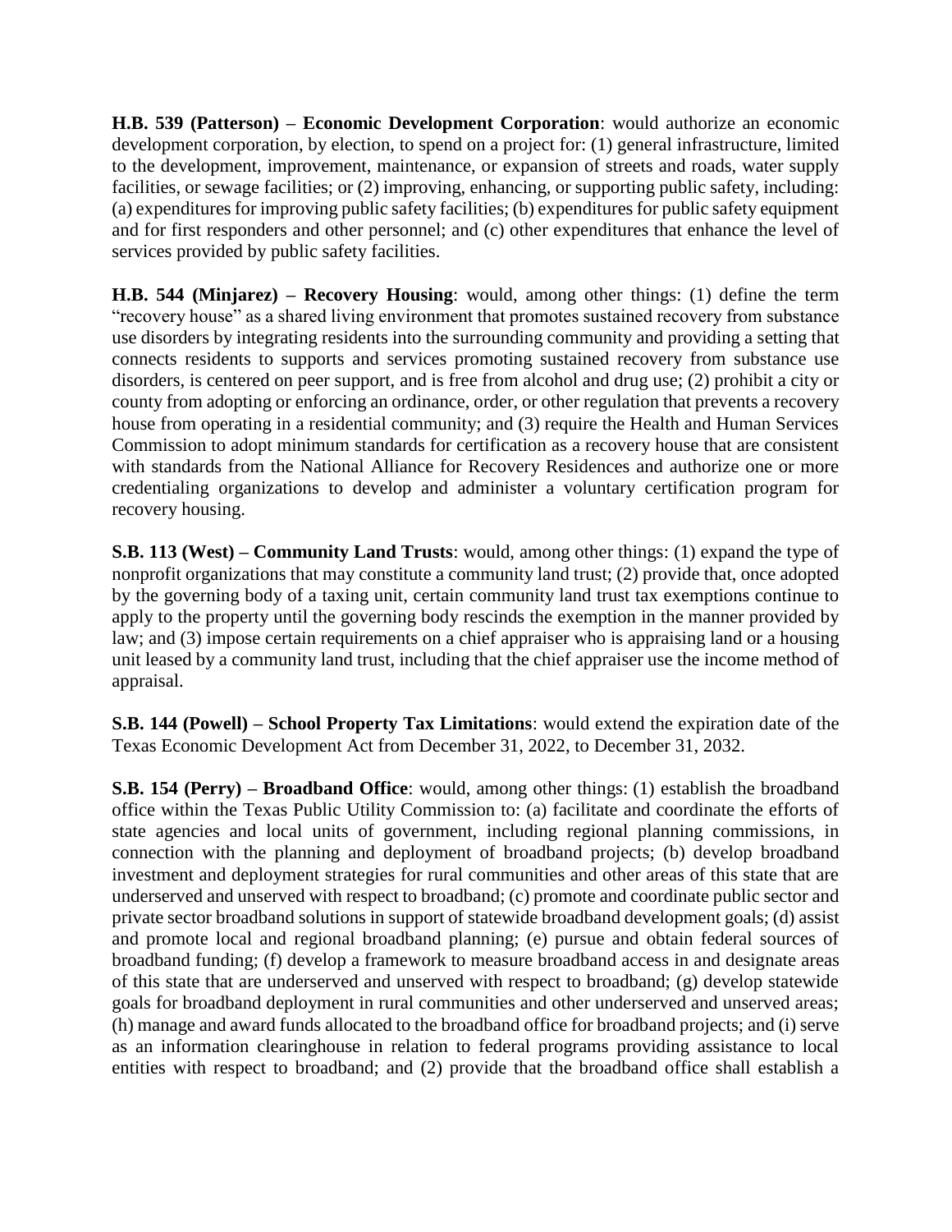**H.B. 539 (Patterson) – Economic Development Corporation**: would authorize an economic development corporation, by election, to spend on a project for: (1) general infrastructure, limited to the development, improvement, maintenance, or expansion of streets and roads, water supply facilities, or sewage facilities; or (2) improving, enhancing, or supporting public safety, including: (a) expenditures for improving public safety facilities; (b) expenditures for public safety equipment and for first responders and other personnel; and (c) other expenditures that enhance the level of services provided by public safety facilities.

**H.B. 544 (Minjarez) – Recovery Housing**: would, among other things: (1) define the term "recovery house" as a shared living environment that promotes sustained recovery from substance use disorders by integrating residents into the surrounding community and providing a setting that connects residents to supports and services promoting sustained recovery from substance use disorders, is centered on peer support, and is free from alcohol and drug use; (2) prohibit a city or county from adopting or enforcing an ordinance, order, or other regulation that prevents a recovery house from operating in a residential community; and (3) require the Health and Human Services Commission to adopt minimum standards for certification as a recovery house that are consistent with standards from the National Alliance for Recovery Residences and authorize one or more credentialing organizations to develop and administer a voluntary certification program for recovery housing.

**S.B. 113 (West) – Community Land Trusts**: would, among other things: (1) expand the type of nonprofit organizations that may constitute a community land trust; (2) provide that, once adopted by the governing body of a taxing unit, certain community land trust tax exemptions continue to apply to the property until the governing body rescinds the exemption in the manner provided by law; and (3) impose certain requirements on a chief appraiser who is appraising land or a housing unit leased by a community land trust, including that the chief appraiser use the income method of appraisal.

**S.B. 144 (Powell) – School Property Tax Limitations**: would extend the expiration date of the Texas Economic Development Act from December 31, 2022, to December 31, 2032.

**S.B. 154 (Perry) – Broadband Office**: would, among other things: (1) establish the broadband office within the Texas Public Utility Commission to: (a) facilitate and coordinate the efforts of state agencies and local units of government, including regional planning commissions, in connection with the planning and deployment of broadband projects; (b) develop broadband investment and deployment strategies for rural communities and other areas of this state that are underserved and unserved with respect to broadband; (c) promote and coordinate public sector and private sector broadband solutions in support of statewide broadband development goals; (d) assist and promote local and regional broadband planning; (e) pursue and obtain federal sources of broadband funding; (f) develop a framework to measure broadband access in and designate areas of this state that are underserved and unserved with respect to broadband; (g) develop statewide goals for broadband deployment in rural communities and other underserved and unserved areas; (h) manage and award funds allocated to the broadband office for broadband projects; and (i) serve as an information clearinghouse in relation to federal programs providing assistance to local entities with respect to broadband; and (2) provide that the broadband office shall establish a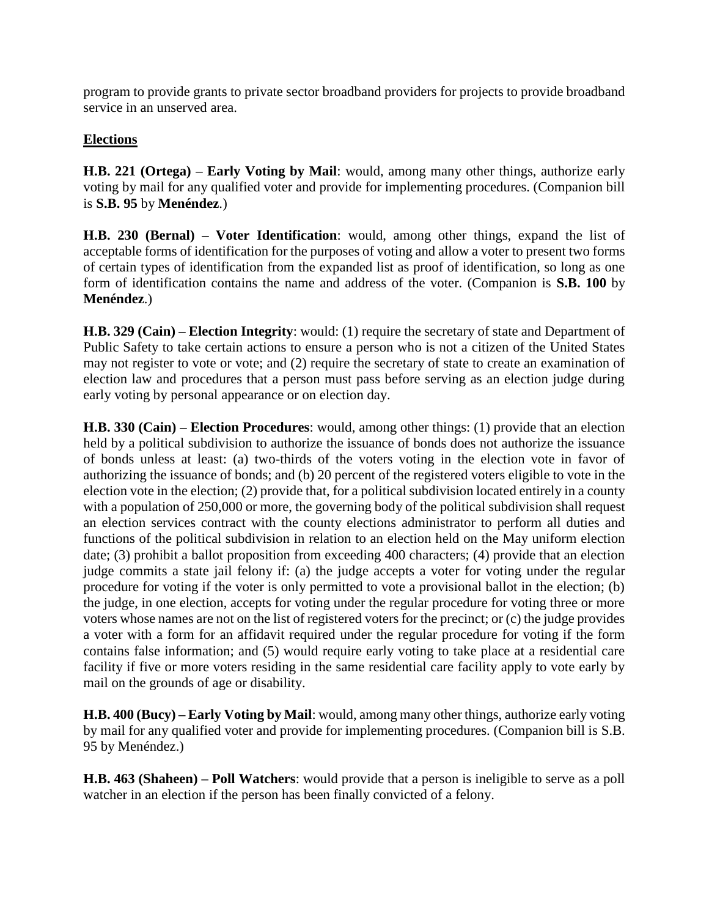program to provide grants to private sector broadband providers for projects to provide broadband service in an unserved area.

## Elections

**H.B. 221 (Ortega) – Early Voting by Mail**: would, among many other things, authorize early voting by mail for any qualified voter and provide for implementing procedures. (Companion bill is **S.B. 95** by **Menéndez**.)

**H.B. 230 (Bernal) – Voter Identification**: would, among other things, expand the list of acceptable forms of identification for the purposes of voting and allow a voter to present two forms of certain types of identification from the expanded list as proof of identification, so long as one form of identification contains the name and address of the voter. (Companion is **S.B. 100** by **Menéndez**.)

**H.B. 329 (Cain) – Election Integrity**: would: (1) require the secretary of state and Department of Public Safety to take certain actions to ensure a person who is not a citizen of the United States may not register to vote or vote; and (2) require the secretary of state to create an examination of election law and procedures that a person must pass before serving as an election judge during early voting by personal appearance or on election day.

**H.B. 330 (Cain) – Election Procedures**: would, among other things: (1) provide that an election held by a political subdivision to authorize the issuance of bonds does not authorize the issuance of bonds unless at least: (a) two-thirds of the voters voting in the election vote in favor of authorizing the issuance of bonds; and (b) 20 percent of the registered voters eligible to vote in the election vote in the election; (2) provide that, for a political subdivision located entirely in a county with a population of 250,000 or more, the governing body of the political subdivision shall request an election services contract with the county elections administrator to perform all duties and functions of the political subdivision in relation to an election held on the May uniform election date; (3) prohibit a ballot proposition from exceeding 400 characters; (4) provide that an election judge commits a state jail felony if: (a) the judge accepts a voter for voting under the regular procedure for voting if the voter is only permitted to vote a provisional ballot in the election; (b) the judge, in one election, accepts for voting under the regular procedure for voting three or more voters whose names are not on the list of registered voters for the precinct; or (c) the judge provides a voter with a form for an affidavit required under the regular procedure for voting if the form contains false information; and (5) would require early voting to take place at a residential care facility if five or more voters residing in the same residential care facility apply to vote early by mail on the grounds of age or disability.

**H.B. 400 (Bucy) – Early Voting by Mail**: would, among many other things, authorize early voting by mail for any qualified voter and provide for implementing procedures. (Companion bill is S.B. 95 by Menéndez.)

**H.B. 463 (Shaheen) – Poll Watchers**: would provide that a person is ineligible to serve as a poll watcher in an election if the person has been finally convicted of a felony.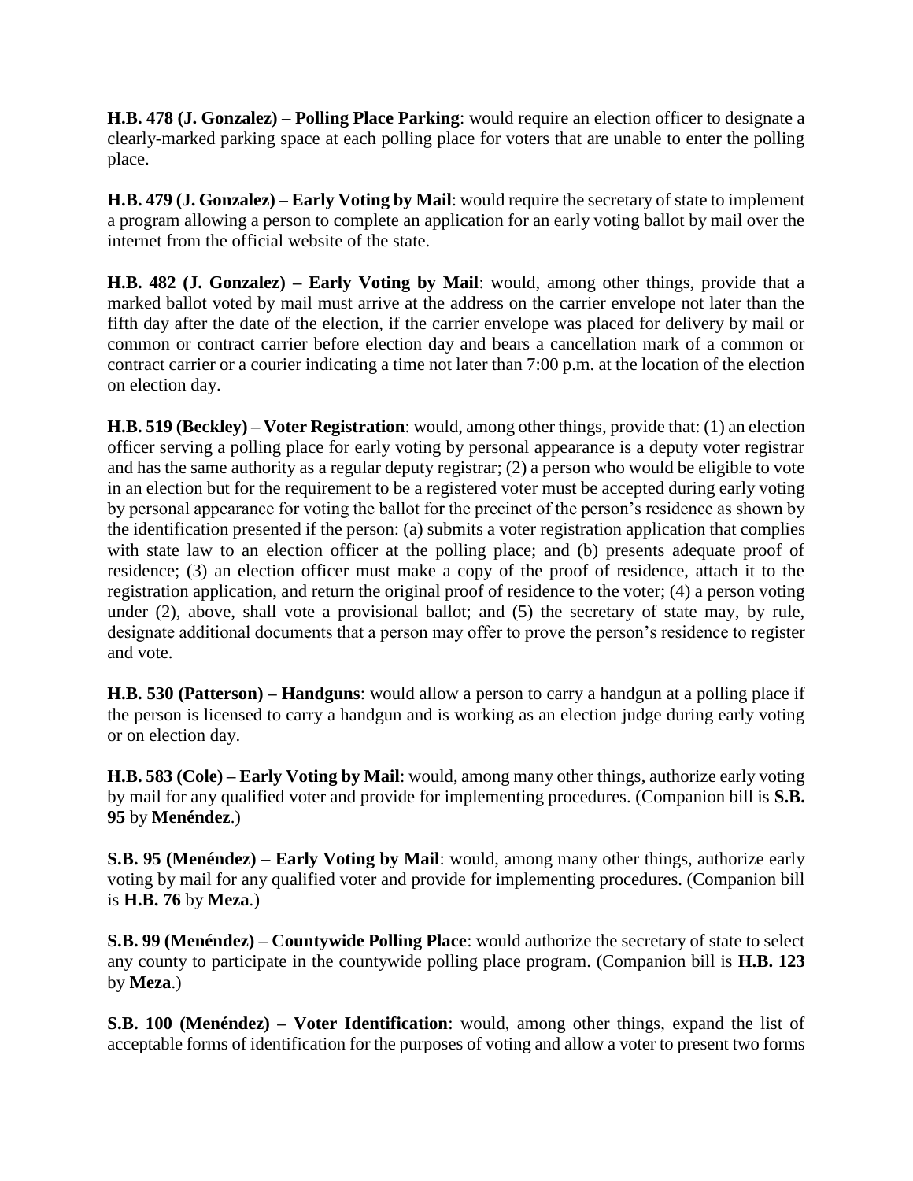**H.B. 478 (J. Gonzalez) – Polling Place Parking**: would require an election officer to designate a clearly-marked parking space at each polling place for voters that are unable to enter the polling place.

**H.B. 479 (J. Gonzalez) – Early Voting by Mail**: would require the secretary of state to implement a program allowing a person to complete an application for an early voting ballot by mail over the internet from the official website of the state.

**H.B. 482 (J. Gonzalez) – Early Voting by Mail**: would, among other things, provide that a marked ballot voted by mail must arrive at the address on the carrier envelope not later than the fifth day after the date of the election, if the carrier envelope was placed for delivery by mail or common or contract carrier before election day and bears a cancellation mark of a common or contract carrier or a courier indicating a time not later than 7:00 p.m. at the location of the election on election day.

**H.B. 519 (Beckley) – Voter Registration**: would, among other things, provide that: (1) an election officer serving a polling place for early voting by personal appearance is a deputy voter registrar and has the same authority as a regular deputy registrar; (2) a person who would be eligible to vote in an election but for the requirement to be a registered voter must be accepted during early voting by personal appearance for voting the ballot for the precinct of the person's residence as shown by the identification presented if the person: (a) submits a voter registration application that complies with state law to an election officer at the polling place; and (b) presents adequate proof of residence; (3) an election officer must make a copy of the proof of residence, attach it to the registration application, and return the original proof of residence to the voter; (4) a person voting under (2), above, shall vote a provisional ballot; and (5) the secretary of state may, by rule, designate additional documents that a person may offer to prove the person's residence to register and vote.

**H.B. 530 (Patterson) – Handguns**: would allow a person to carry a handgun at a polling place if the person is licensed to carry a handgun and is working as an election judge during early voting or on election day.

**H.B. 583 (Cole) – Early Voting by Mail**: would, among many other things, authorize early voting by mail for any qualified voter and provide for implementing procedures. (Companion bill is **S.B. 95** by **Menéndez**.)

**S.B. 95 (Menéndez) – Early Voting by Mail**: would, among many other things, authorize early voting by mail for any qualified voter and provide for implementing procedures. (Companion bill is **H.B. 76** by **Meza**.)

**S.B. 99 (Menéndez) – Countywide Polling Place**: would authorize the secretary of state to select any county to participate in the countywide polling place program. (Companion bill is **H.B. 123** by **Meza**.)

**S.B. 100 (Menéndez) – Voter Identification**: would, among other things, expand the list of acceptable forms of identification for the purposes of voting and allow a voter to present two forms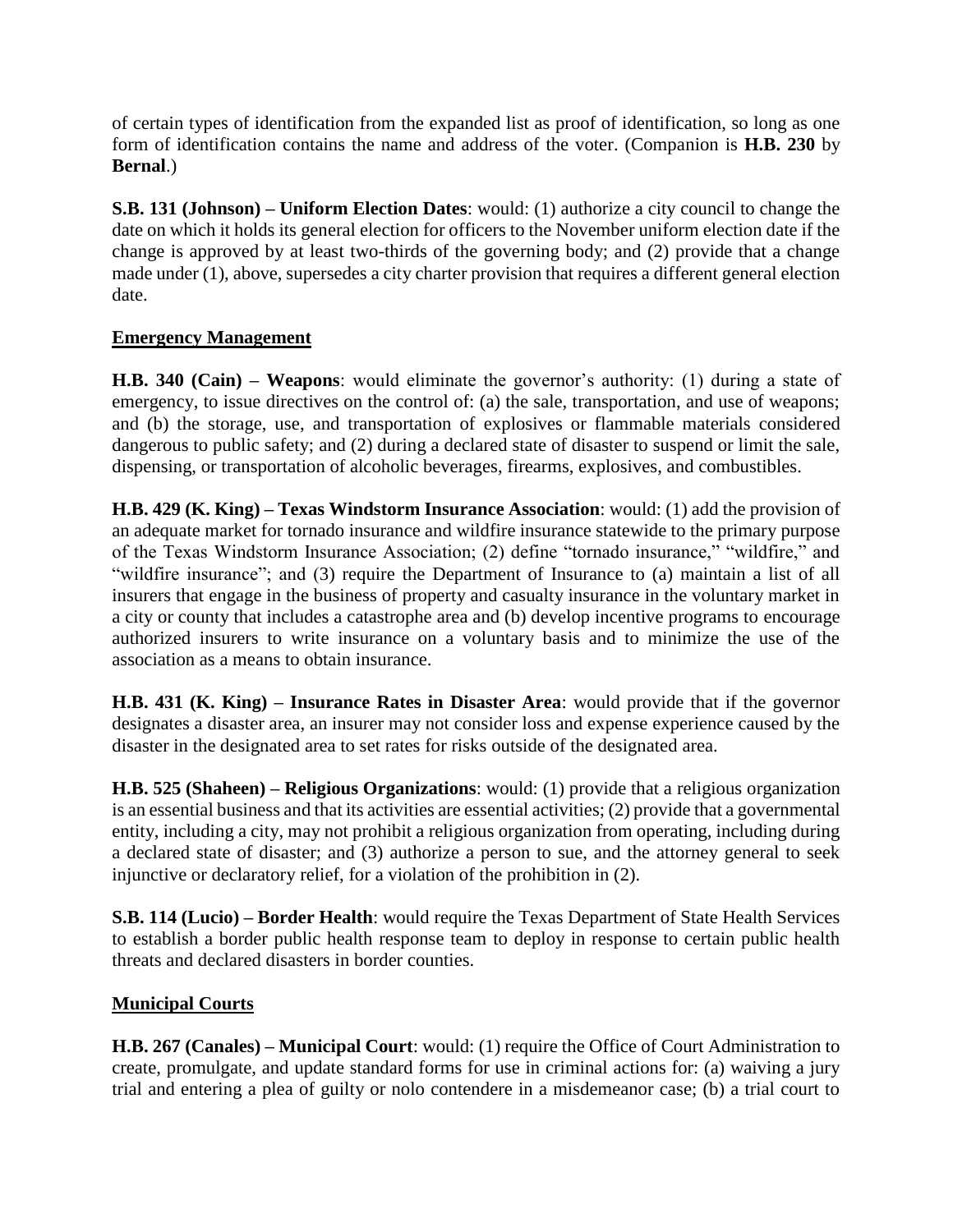of certain types of identification from the expanded list as proof of identification, so long as one form of identification contains the name and address of the voter. (Companion is **H.B. 230** by **Bernal**.)

**S.B. 131 (Johnson) – Uniform Election Dates**: would: (1) authorize a city council to change the date on which it holds its general election for officers to the November uniform election date if the change is approved by at least two-thirds of the governing body; and (2) provide that a change made under (1), above, supersedes a city charter provision that requires a different general election date.

## Emergency Management

**H.B. 340 (Cain) – Weapons**: would eliminate the governor's authority: (1) during a state of emergency, to issue directives on the control of: (a) the sale, transportation, and use of weapons; and (b) the storage, use, and transportation of explosives or flammable materials considered dangerous to public safety; and (2) during a declared state of disaster to suspend or limit the sale, dispensing, or transportation of alcoholic beverages, firearms, explosives, and combustibles.

**H.B. 429 (K. King) – Texas Windstorm Insurance Association**: would: (1) add the provision of an adequate market for tornado insurance and wildfire insurance statewide to the primary purpose of the Texas Windstorm Insurance Association; (2) define "tornado insurance," "wildfire," and "wildfire insurance"; and (3) require the Department of Insurance to (a) maintain a list of all insurers that engage in the business of property and casualty insurance in the voluntary market in a city or county that includes a catastrophe area and (b) develop incentive programs to encourage authorized insurers to write insurance on a voluntary basis and to minimize the use of the association as a means to obtain insurance.

**H.B. 431 (K. King) – Insurance Rates in Disaster Area**: would provide that if the governor designates a disaster area, an insurer may not consider loss and expense experience caused by the disaster in the designated area to set rates for risks outside of the designated area.

**H.B. 525 (Shaheen) – Religious Organizations**: would: (1) provide that a religious organization is an essential business and that its activities are essential activities; (2) provide that a governmental entity, including a city, may not prohibit a religious organization from operating, including during a declared state of disaster; and (3) authorize a person to sue, and the attorney general to seek injunctive or declaratory relief, for a violation of the prohibition in (2).

**S.B. 114 (Lucio) – Border Health**: would require the Texas Department of State Health Services to establish a border public health response team to deploy in response to certain public health threats and declared disasters in border counties.

## Municipal Courts

**H.B. 267 (Canales) – Municipal Court**: would: (1) require the Office of Court Administration to create, promulgate, and update standard forms for use in criminal actions for: (a) waiving a jury trial and entering a plea of guilty or nolo contendere in a misdemeanor case; (b) a trial court to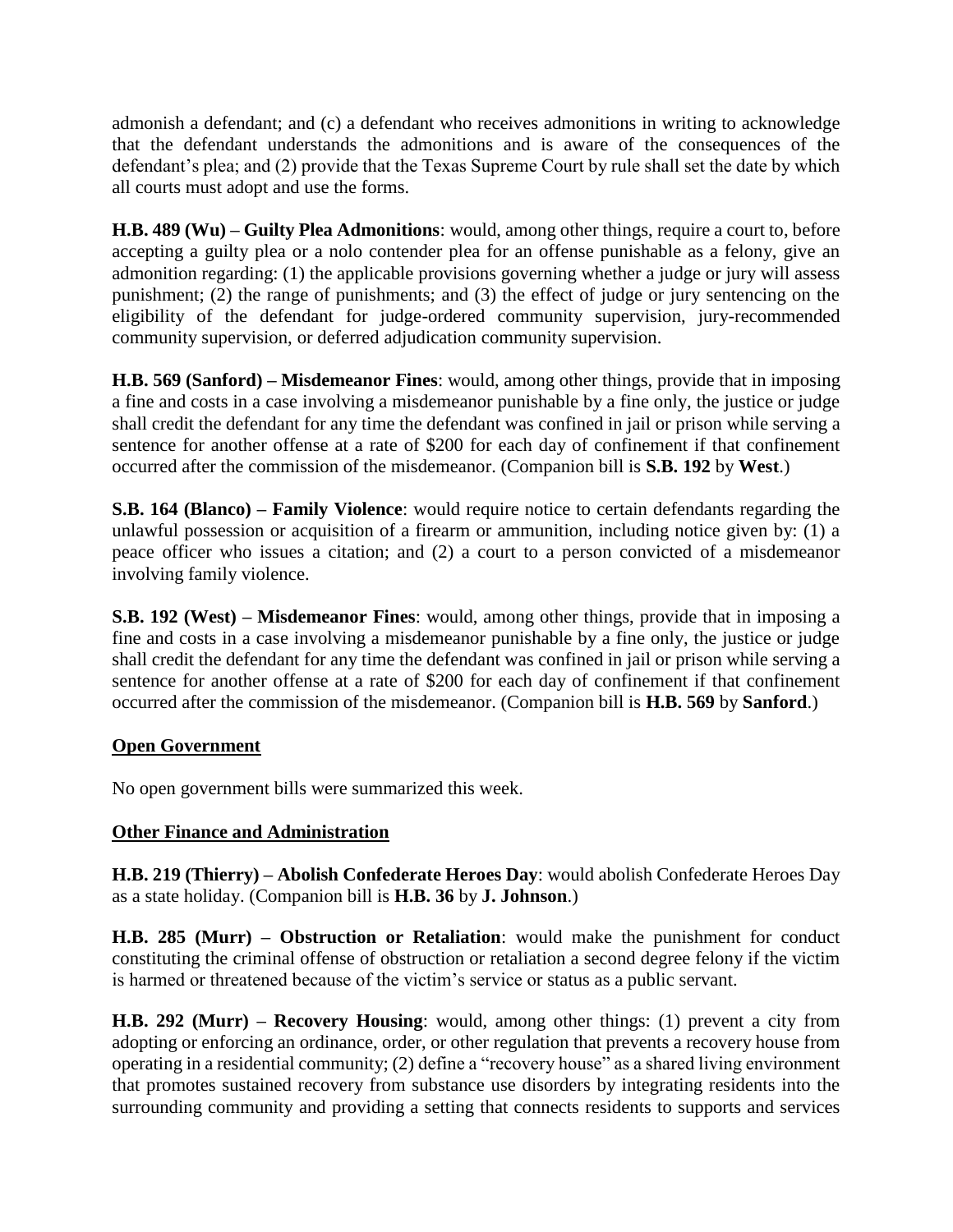admonish a defendant; and (c) a defendant who receives admonitions in writing to acknowledge that the defendant understands the admonitions and is aware of the consequences of the defendant's plea; and (2) provide that the Texas Supreme Court by rule shall set the date by which all courts must adopt and use the forms.

**H.B. 489 (Wu) – Guilty Plea Admonitions**: would, among other things, require a court to, before accepting a guilty plea or a nolo contender plea for an offense punishable as a felony, give an admonition regarding: (1) the applicable provisions governing whether a judge or jury will assess punishment; (2) the range of punishments; and (3) the effect of judge or jury sentencing on the eligibility of the defendant for judge-ordered community supervision, jury-recommended community supervision, or deferred adjudication community supervision.

**H.B. 569 (Sanford) – Misdemeanor Fines**: would, among other things, provide that in imposing a fine and costs in a case involving a misdemeanor punishable by a fine only, the justice or judge shall credit the defendant for any time the defendant was confined in jail or prison while serving a sentence for another offense at a rate of $200 for each day of confinement if that confinement occurred after the commission of the misdemeanor. (Companion bill is **S.B. 192** by **West**.)

**S.B. 164 (Blanco) – Family Violence**: would require notice to certain defendants regarding the unlawful possession or acquisition of a firearm or ammunition, including notice given by: (1) a peace officer who issues a citation; and (2) a court to a person convicted of a misdemeanor involving family violence.

**S.B. 192 (West) – Misdemeanor Fines**: would, among other things, provide that in imposing a fine and costs in a case involving a misdemeanor punishable by a fine only, the justice or judge shall credit the defendant for any time the defendant was confined in jail or prison while serving a sentence for another offense at a rate of $200 for each day of confinement if that confinement occurred after the commission of the misdemeanor. (Companion bill is **H.B. 569** by **Sanford**.)

## Open Government

No open government bills were summarized this week.

## Other Finance and Administration

**H.B. 219 (Thierry) – Abolish Confederate Heroes Day**: would abolish Confederate Heroes Day as a state holiday. (Companion bill is **H.B. 36** by **J. Johnson**.)

**H.B. 285 (Murr) – Obstruction or Retaliation**: would make the punishment for conduct constituting the criminal offense of obstruction or retaliation a second degree felony if the victim is harmed or threatened because of the victim's service or status as a public servant.

**H.B. 292 (Murr) – Recovery Housing**: would, among other things: (1) prevent a city from adopting or enforcing an ordinance, order, or other regulation that prevents a recovery house from operating in a residential community; (2) define a "recovery house" as a shared living environment that promotes sustained recovery from substance use disorders by integrating residents into the surrounding community and providing a setting that connects residents to supports and services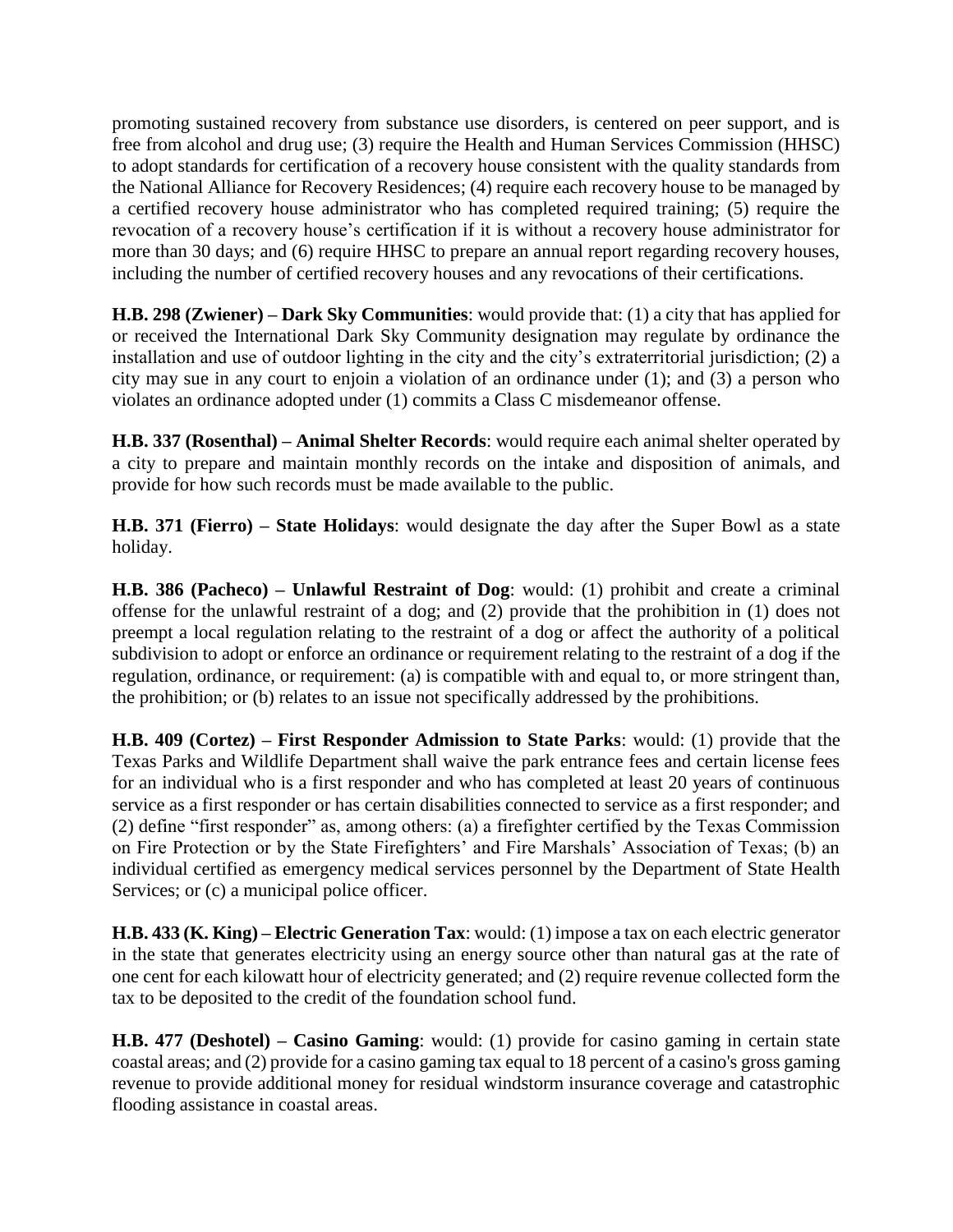promoting sustained recovery from substance use disorders, is centered on peer support, and is free from alcohol and drug use; (3) require the Health and Human Services Commission (HHSC) to adopt standards for certification of a recovery house consistent with the quality standards from the National Alliance for Recovery Residences; (4) require each recovery house to be managed by a certified recovery house administrator who has completed required training; (5) require the revocation of a recovery house's certification if it is without a recovery house administrator for more than 30 days; and (6) require HHSC to prepare an annual report regarding recovery houses, including the number of certified recovery houses and any revocations of their certifications.

**H.B. 298 (Zwiener) – Dark Sky Communities**: would provide that: (1) a city that has applied for or received the International Dark Sky Community designation may regulate by ordinance the installation and use of outdoor lighting in the city and the city's extraterritorial jurisdiction; (2) a city may sue in any court to enjoin a violation of an ordinance under (1); and (3) a person who violates an ordinance adopted under (1) commits a Class C misdemeanor offense.

**H.B. 337 (Rosenthal) – Animal Shelter Records**: would require each animal shelter operated by a city to prepare and maintain monthly records on the intake and disposition of animals, and provide for how such records must be made available to the public.

**H.B. 371 (Fierro) – State Holidays**: would designate the day after the Super Bowl as a state holiday.

**H.B. 386 (Pacheco) – Unlawful Restraint of Dog**: would: (1) prohibit and create a criminal offense for the unlawful restraint of a dog; and (2) provide that the prohibition in (1) does not preempt a local regulation relating to the restraint of a dog or affect the authority of a political subdivision to adopt or enforce an ordinance or requirement relating to the restraint of a dog if the regulation, ordinance, or requirement: (a) is compatible with and equal to, or more stringent than, the prohibition; or (b) relates to an issue not specifically addressed by the prohibitions.

**H.B. 409 (Cortez) – First Responder Admission to State Parks**: would: (1) provide that the Texas Parks and Wildlife Department shall waive the park entrance fees and certain license fees for an individual who is a first responder and who has completed at least 20 years of continuous service as a first responder or has certain disabilities connected to service as a first responder; and (2) define "first responder" as, among others: (a) a firefighter certified by the Texas Commission on Fire Protection or by the State Firefighters' and Fire Marshals' Association of Texas; (b) an individual certified as emergency medical services personnel by the Department of State Health Services; or (c) a municipal police officer.

**H.B. 433 (K. King) – Electric Generation Tax**: would: (1) impose a tax on each electric generator in the state that generates electricity using an energy source other than natural gas at the rate of one cent for each kilowatt hour of electricity generated; and (2) require revenue collected form the tax to be deposited to the credit of the foundation school fund.

**H.B. 477 (Deshotel) – Casino Gaming**: would: (1) provide for casino gaming in certain state coastal areas; and (2) provide for a casino gaming tax equal to 18 percent of a casino's gross gaming revenue to provide additional money for residual windstorm insurance coverage and catastrophic flooding assistance in coastal areas.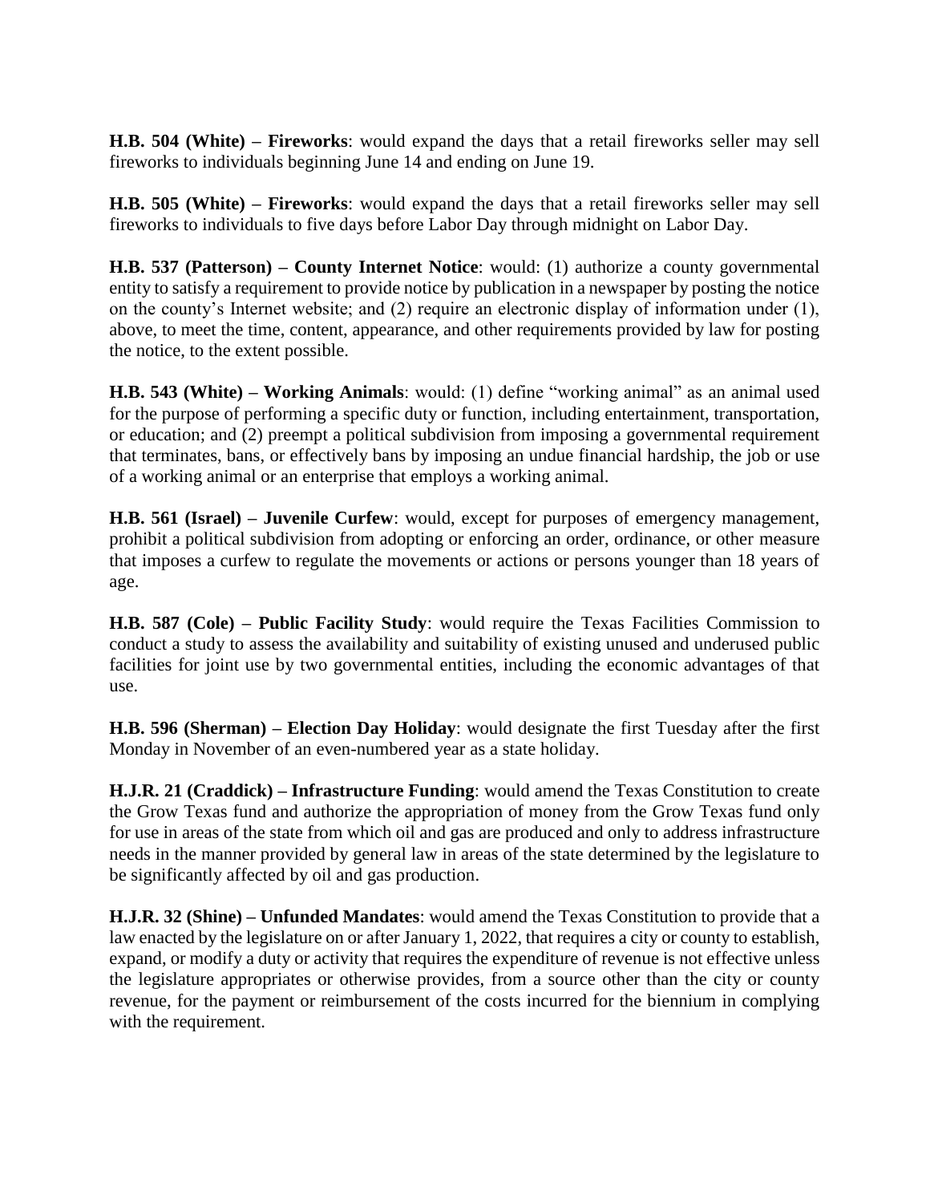**H.B. 504 (White) – Fireworks**: would expand the days that a retail fireworks seller may sell fireworks to individuals beginning June 14 and ending on June 19.

**H.B. 505 (White) – Fireworks**: would expand the days that a retail fireworks seller may sell fireworks to individuals to five days before Labor Day through midnight on Labor Day.

**H.B. 537 (Patterson) – County Internet Notice**: would: (1) authorize a county governmental entity to satisfy a requirement to provide notice by publication in a newspaper by posting the notice on the county's Internet website; and (2) require an electronic display of information under (1), above, to meet the time, content, appearance, and other requirements provided by law for posting the notice, to the extent possible.

**H.B. 543 (White) – Working Animals**: would: (1) define "working animal" as an animal used for the purpose of performing a specific duty or function, including entertainment, transportation, or education; and (2) preempt a political subdivision from imposing a governmental requirement that terminates, bans, or effectively bans by imposing an undue financial hardship, the job or use of a working animal or an enterprise that employs a working animal.

**H.B. 561 (Israel) – Juvenile Curfew**: would, except for purposes of emergency management, prohibit a political subdivision from adopting or enforcing an order, ordinance, or other measure that imposes a curfew to regulate the movements or actions or persons younger than 18 years of age.

**H.B. 587 (Cole) – Public Facility Study**: would require the Texas Facilities Commission to conduct a study to assess the availability and suitability of existing unused and underused public facilities for joint use by two governmental entities, including the economic advantages of that use.

**H.B. 596 (Sherman) – Election Day Holiday**: would designate the first Tuesday after the first Monday in November of an even-numbered year as a state holiday.

**H.J.R. 21 (Craddick) – Infrastructure Funding**: would amend the Texas Constitution to create the Grow Texas fund and authorize the appropriation of money from the Grow Texas fund only for use in areas of the state from which oil and gas are produced and only to address infrastructure needs in the manner provided by general law in areas of the state determined by the legislature to be significantly affected by oil and gas production.

**H.J.R. 32 (Shine) – Unfunded Mandates**: would amend the Texas Constitution to provide that a law enacted by the legislature on or after January 1, 2022, that requires a city or county to establish, expand, or modify a duty or activity that requires the expenditure of revenue is not effective unless the legislature appropriates or otherwise provides, from a source other than the city or county revenue, for the payment or reimbursement of the costs incurred for the biennium in complying with the requirement.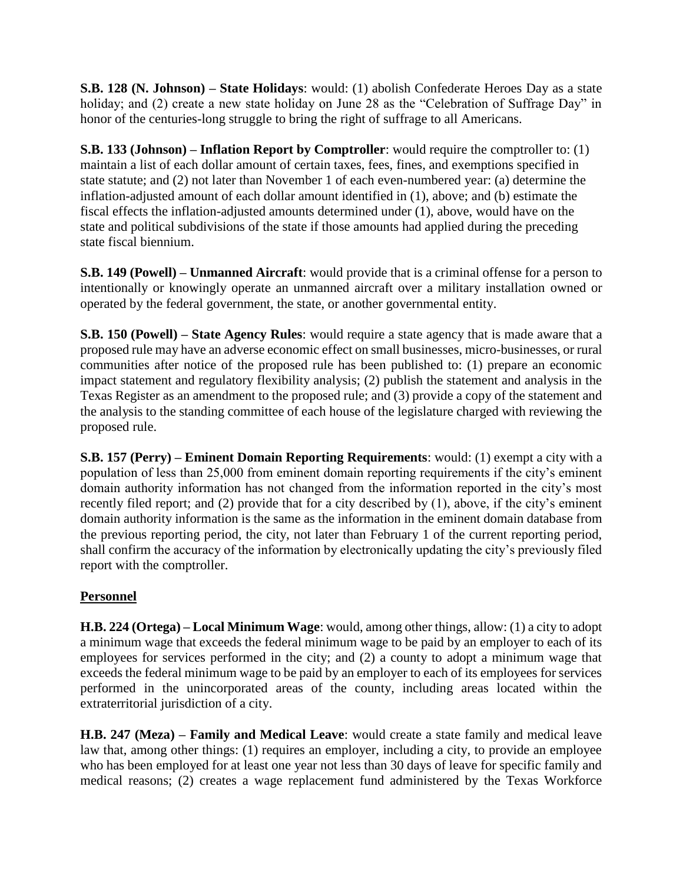**S.B. 128 (N. Johnson) – State Holidays**: would: (1) abolish Confederate Heroes Day as a state holiday; and (2) create a new state holiday on June 28 as the "Celebration of Suffrage Day" in honor of the centuries-long struggle to bring the right of suffrage to all Americans.

**S.B. 133 (Johnson) – Inflation Report by Comptroller**: would require the comptroller to: (1) maintain a list of each dollar amount of certain taxes, fees, fines, and exemptions specified in state statute; and (2) not later than November 1 of each even-numbered year: (a) determine the inflation-adjusted amount of each dollar amount identified in (1), above; and (b) estimate the fiscal effects the inflation-adjusted amounts determined under (1), above, would have on the state and political subdivisions of the state if those amounts had applied during the preceding state fiscal biennium.

**S.B. 149 (Powell) – Unmanned Aircraft**: would provide that is a criminal offense for a person to intentionally or knowingly operate an unmanned aircraft over a military installation owned or operated by the federal government, the state, or another governmental entity.

**S.B. 150 (Powell) – State Agency Rules**: would require a state agency that is made aware that a proposed rule may have an adverse economic effect on small businesses, micro-businesses, or rural communities after notice of the proposed rule has been published to: (1) prepare an economic impact statement and regulatory flexibility analysis; (2) publish the statement and analysis in the Texas Register as an amendment to the proposed rule; and (3) provide a copy of the statement and the analysis to the standing committee of each house of the legislature charged with reviewing the proposed rule.

**S.B. 157 (Perry) – Eminent Domain Reporting Requirements**: would: (1) exempt a city with a population of less than 25,000 from eminent domain reporting requirements if the city's eminent domain authority information has not changed from the information reported in the city's most recently filed report; and (2) provide that for a city described by (1), above, if the city's eminent domain authority information is the same as the information in the eminent domain database from the previous reporting period, the city, not later than February 1 of the current reporting period, shall confirm the accuracy of the information by electronically updating the city's previously filed report with the comptroller.

## Personnel

**H.B. 224 (Ortega) – Local Minimum Wage**: would, among other things, allow: (1) a city to adopt a minimum wage that exceeds the federal minimum wage to be paid by an employer to each of its employees for services performed in the city; and (2) a county to adopt a minimum wage that exceeds the federal minimum wage to be paid by an employer to each of its employees for services performed in the unincorporated areas of the county, including areas located within the extraterritorial jurisdiction of a city.

**H.B. 247 (Meza) – Family and Medical Leave**: would create a state family and medical leave law that, among other things: (1) requires an employer, including a city, to provide an employee who has been employed for at least one year not less than 30 days of leave for specific family and medical reasons; (2) creates a wage replacement fund administered by the Texas Workforce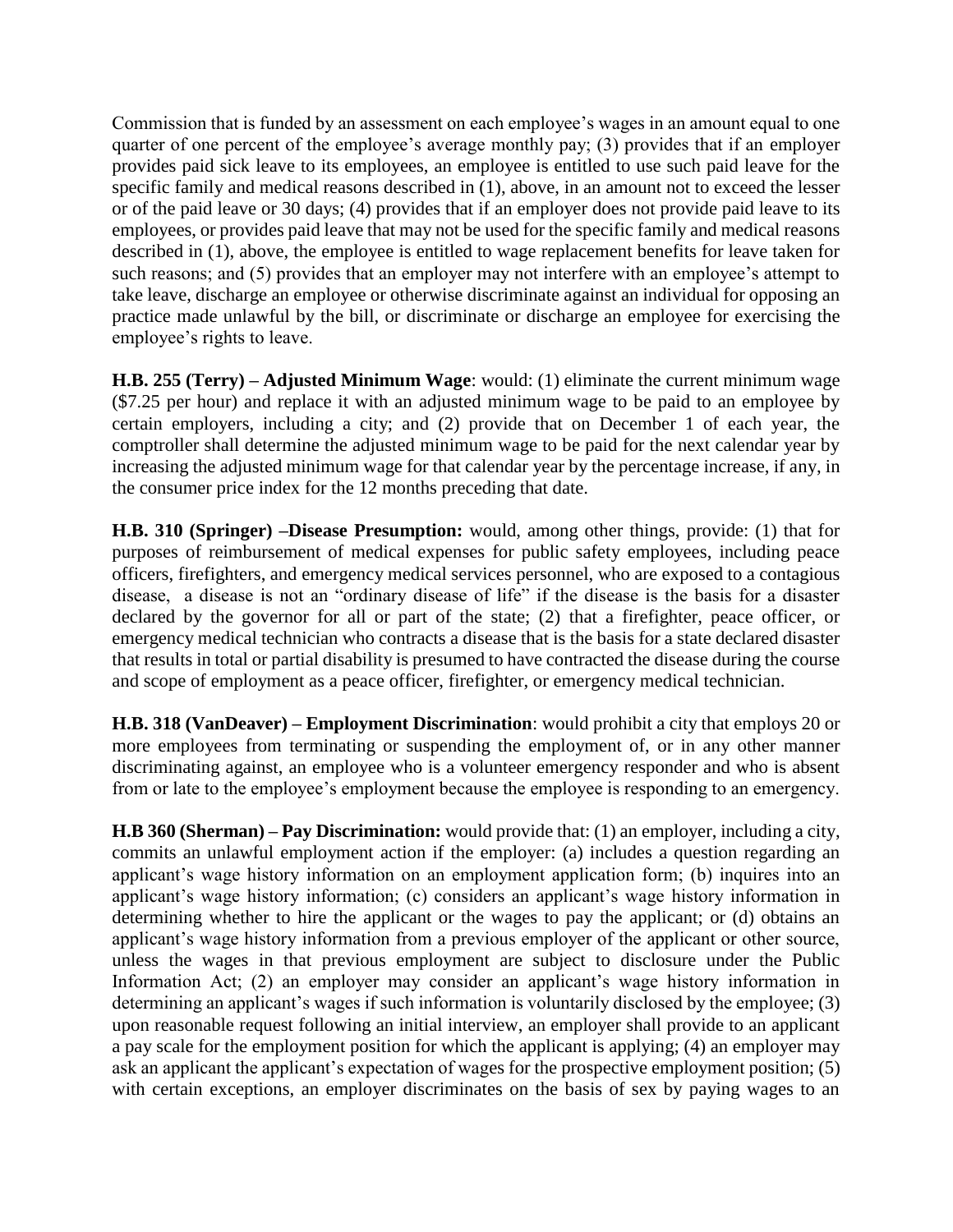Commission that is funded by an assessment on each employee's wages in an amount equal to one quarter of one percent of the employee's average monthly pay; (3) provides that if an employer provides paid sick leave to its employees, an employee is entitled to use such paid leave for the specific family and medical reasons described in (1), above, in an amount not to exceed the lesser or of the paid leave or 30 days; (4) provides that if an employer does not provide paid leave to its employees, or provides paid leave that may not be used for the specific family and medical reasons described in (1), above, the employee is entitled to wage replacement benefits for leave taken for such reasons; and (5) provides that an employer may not interfere with an employee's attempt to take leave, discharge an employee or otherwise discriminate against an individual for opposing an practice made unlawful by the bill, or discriminate or discharge an employee for exercising the employee's rights to leave.

**H.B. 255 (Terry) – Adjusted Minimum Wage**: would: (1) eliminate the current minimum wage ($7.25 per hour) and replace it with an adjusted minimum wage to be paid to an employee by certain employers, including a city; and (2) provide that on December 1 of each year, the comptroller shall determine the adjusted minimum wage to be paid for the next calendar year by increasing the adjusted minimum wage for that calendar year by the percentage increase, if any, in the consumer price index for the 12 months preceding that date.

**H.B. 310 (Springer) –Disease Presumption:** would, among other things, provide: (1) that for purposes of reimbursement of medical expenses for public safety employees, including peace officers, firefighters, and emergency medical services personnel, who are exposed to a contagious disease, a disease is not an "ordinary disease of life" if the disease is the basis for a disaster declared by the governor for all or part of the state; (2) that a firefighter, peace officer, or emergency medical technician who contracts a disease that is the basis for a state declared disaster that results in total or partial disability is presumed to have contracted the disease during the course and scope of employment as a peace officer, firefighter, or emergency medical technician.

**H.B. 318 (VanDeaver) – Employment Discrimination**: would prohibit a city that employs 20 or more employees from terminating or suspending the employment of, or in any other manner discriminating against, an employee who is a volunteer emergency responder and who is absent from or late to the employee's employment because the employee is responding to an emergency.

**H.B 360 (Sherman) – Pay Discrimination:** would provide that: (1) an employer, including a city, commits an unlawful employment action if the employer: (a) includes a question regarding an applicant's wage history information on an employment application form; (b) inquires into an applicant's wage history information; (c) considers an applicant's wage history information in determining whether to hire the applicant or the wages to pay the applicant; or (d) obtains an applicant's wage history information from a previous employer of the applicant or other source, unless the wages in that previous employment are subject to disclosure under the Public Information Act; (2) an employer may consider an applicant's wage history information in determining an applicant's wages if such information is voluntarily disclosed by the employee; (3) upon reasonable request following an initial interview, an employer shall provide to an applicant a pay scale for the employment position for which the applicant is applying; (4) an employer may ask an applicant the applicant's expectation of wages for the prospective employment position; (5) with certain exceptions, an employer discriminates on the basis of sex by paying wages to an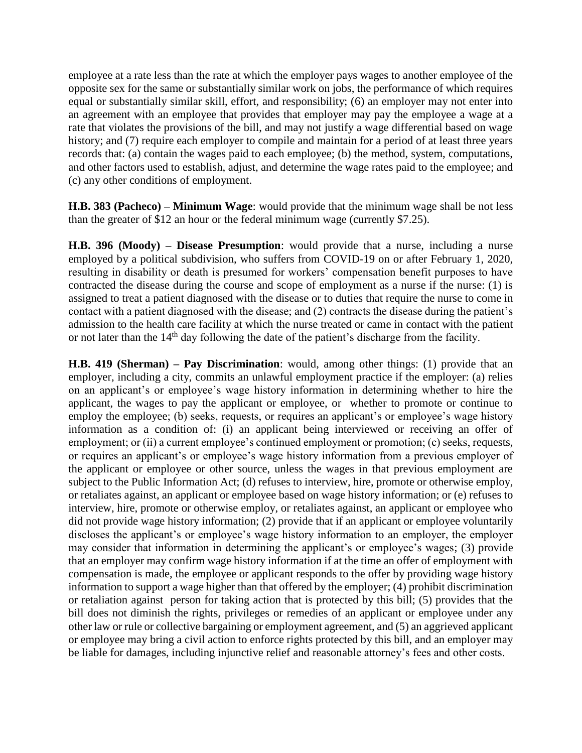employee at a rate less than the rate at which the employer pays wages to another employee of the opposite sex for the same or substantially similar work on jobs, the performance of which requires equal or substantially similar skill, effort, and responsibility; (6) an employer may not enter into an agreement with an employee that provides that employer may pay the employee a wage at a rate that violates the provisions of the bill, and may not justify a wage differential based on wage history; and (7) require each employer to compile and maintain for a period of at least three years records that: (a) contain the wages paid to each employee; (b) the method, system, computations, and other factors used to establish, adjust, and determine the wage rates paid to the employee; and (c) any other conditions of employment.

**H.B. 383 (Pacheco) – Minimum Wage**: would provide that the minimum wage shall be not less than the greater of $12 an hour or the federal minimum wage (currently $7.25).

**H.B. 396 (Moody) – Disease Presumption**: would provide that a nurse, including a nurse employed by a political subdivision, who suffers from COVID-19 on or after February 1, 2020, resulting in disability or death is presumed for workers' compensation benefit purposes to have contracted the disease during the course and scope of employment as a nurse if the nurse: (1) is assigned to treat a patient diagnosed with the disease or to duties that require the nurse to come in contact with a patient diagnosed with the disease; and (2) contracts the disease during the patient's admission to the health care facility at which the nurse treated or came in contact with the patient or not later than the 14th day following the date of the patient's discharge from the facility.

**H.B. 419 (Sherman) – Pay Discrimination**: would, among other things: (1) provide that an employer, including a city, commits an unlawful employment practice if the employer: (a) relies on an applicant's or employee's wage history information in determining whether to hire the applicant, the wages to pay the applicant or employee, or whether to promote or continue to employ the employee; (b) seeks, requests, or requires an applicant's or employee's wage history information as a condition of: (i) an applicant being interviewed or receiving an offer of employment; or (ii) a current employee's continued employment or promotion; (c) seeks, requests, or requires an applicant's or employee's wage history information from a previous employer of the applicant or employee or other source, unless the wages in that previous employment are subject to the Public Information Act; (d) refuses to interview, hire, promote or otherwise employ, or retaliates against, an applicant or employee based on wage history information; or (e) refuses to interview, hire, promote or otherwise employ, or retaliates against, an applicant or employee who did not provide wage history information; (2) provide that if an applicant or employee voluntarily discloses the applicant's or employee's wage history information to an employer, the employer may consider that information in determining the applicant's or employee's wages; (3) provide that an employer may confirm wage history information if at the time an offer of employment with compensation is made, the employee or applicant responds to the offer by providing wage history information to support a wage higher than that offered by the employer; (4) prohibit discrimination or retaliation against person for taking action that is protected by this bill; (5) provides that the bill does not diminish the rights, privileges or remedies of an applicant or employee under any other law or rule or collective bargaining or employment agreement, and (5) an aggrieved applicant or employee may bring a civil action to enforce rights protected by this bill, and an employer may be liable for damages, including injunctive relief and reasonable attorney's fees and other costs.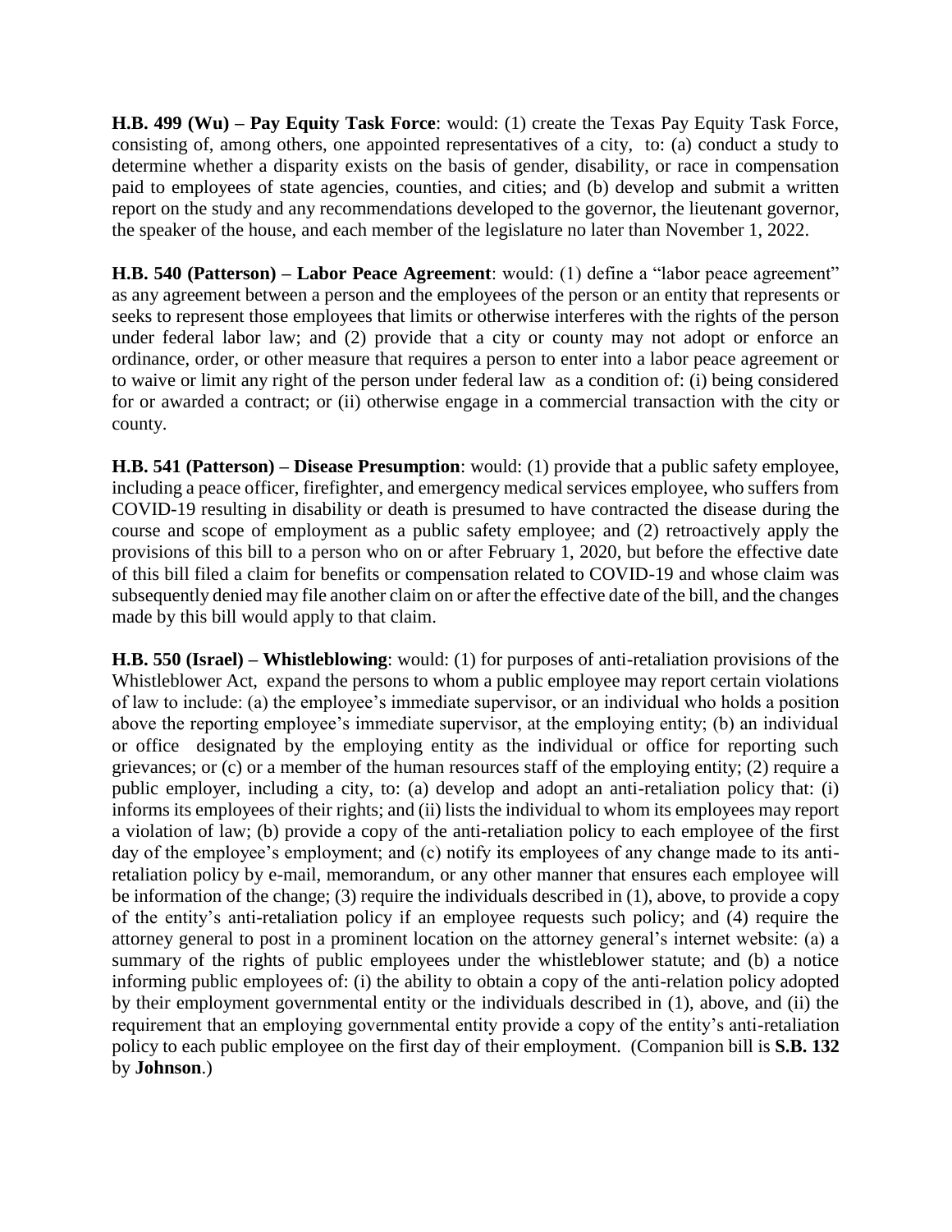**H.B. 499 (Wu) – Pay Equity Task Force**: would: (1) create the Texas Pay Equity Task Force, consisting of, among others, one appointed representatives of a city, to: (a) conduct a study to determine whether a disparity exists on the basis of gender, disability, or race in compensation paid to employees of state agencies, counties, and cities; and (b) develop and submit a written report on the study and any recommendations developed to the governor, the lieutenant governor, the speaker of the house, and each member of the legislature no later than November 1, 2022.

**H.B. 540 (Patterson) – Labor Peace Agreement**: would: (1) define a "labor peace agreement" as any agreement between a person and the employees of the person or an entity that represents or seeks to represent those employees that limits or otherwise interferes with the rights of the person under federal labor law; and (2) provide that a city or county may not adopt or enforce an ordinance, order, or other measure that requires a person to enter into a labor peace agreement or to waive or limit any right of the person under federal law as a condition of: (i) being considered for or awarded a contract; or (ii) otherwise engage in a commercial transaction with the city or county.

**H.B. 541 (Patterson) – Disease Presumption**: would: (1) provide that a public safety employee, including a peace officer, firefighter, and emergency medical services employee, who suffers from COVID-19 resulting in disability or death is presumed to have contracted the disease during the course and scope of employment as a public safety employee; and (2) retroactively apply the provisions of this bill to a person who on or after February 1, 2020, but before the effective date of this bill filed a claim for benefits or compensation related to COVID-19 and whose claim was subsequently denied may file another claim on or after the effective date of the bill, and the changes made by this bill would apply to that claim.

**H.B. 550 (Israel) – Whistleblowing**: would: (1) for purposes of anti-retaliation provisions of the Whistleblower Act, expand the persons to whom a public employee may report certain violations of law to include: (a) the employee's immediate supervisor, or an individual who holds a position above the reporting employee's immediate supervisor, at the employing entity; (b) an individual or office designated by the employing entity as the individual or office for reporting such grievances; or (c) or a member of the human resources staff of the employing entity; (2) require a public employer, including a city, to: (a) develop and adopt an anti-retaliation policy that: (i) informs its employees of their rights; and (ii) lists the individual to whom its employees may report a violation of law; (b) provide a copy of the anti-retaliation policy to each employee of the first day of the employee's employment; and (c) notify its employees of any change made to its anti-retaliation policy by e-mail, memorandum, or any other manner that ensures each employee will be information of the change; (3) require the individuals described in (1), above, to provide a copy of the entity's anti-retaliation policy if an employee requests such policy; and (4) require the attorney general to post in a prominent location on the attorney general's internet website: (a) a summary of the rights of public employees under the whistleblower statute; and (b) a notice informing public employees of: (i) the ability to obtain a copy of the anti-relation policy adopted by their employment governmental entity or the individuals described in (1), above, and (ii) the requirement that an employing governmental entity provide a copy of the entity's anti-retaliation policy to each public employee on the first day of their employment. (Companion bill is **S.B. 132** by **Johnson**.)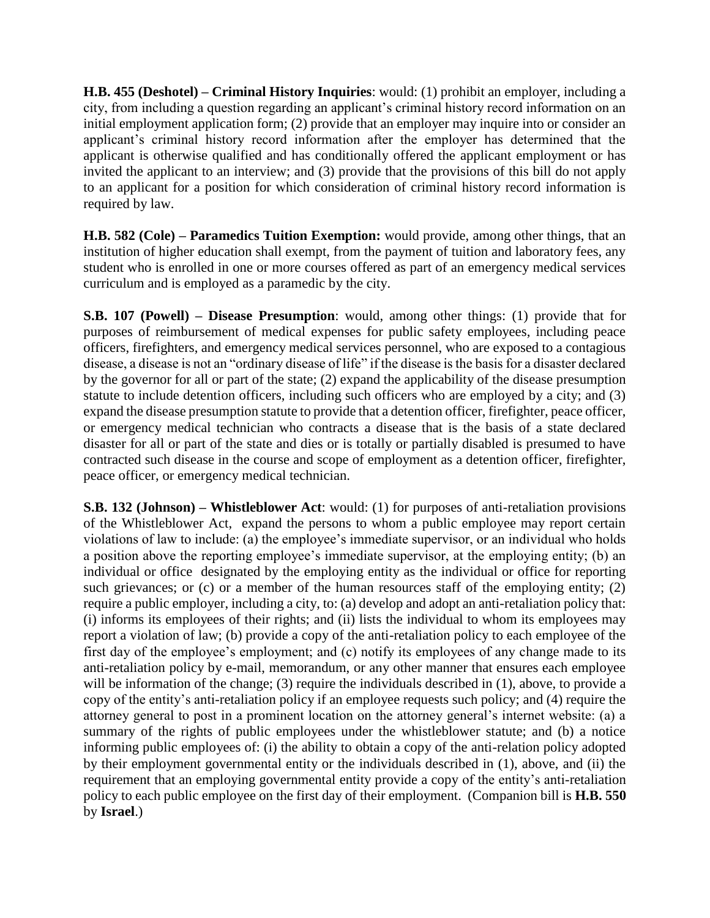**H.B. 455 (Deshotel) – Criminal History Inquiries**: would: (1) prohibit an employer, including a city, from including a question regarding an applicant's criminal history record information on an initial employment application form; (2) provide that an employer may inquire into or consider an applicant's criminal history record information after the employer has determined that the applicant is otherwise qualified and has conditionally offered the applicant employment or has invited the applicant to an interview; and (3) provide that the provisions of this bill do not apply to an applicant for a position for which consideration of criminal history record information is required by law.

**H.B. 582 (Cole) – Paramedics Tuition Exemption:** would provide, among other things, that an institution of higher education shall exempt, from the payment of tuition and laboratory fees, any student who is enrolled in one or more courses offered as part of an emergency medical services curriculum and is employed as a paramedic by the city.

**S.B. 107 (Powell) – Disease Presumption**: would, among other things: (1) provide that for purposes of reimbursement of medical expenses for public safety employees, including peace officers, firefighters, and emergency medical services personnel, who are exposed to a contagious disease, a disease is not an "ordinary disease of life" if the disease is the basis for a disaster declared by the governor for all or part of the state; (2) expand the applicability of the disease presumption statute to include detention officers, including such officers who are employed by a city; and (3) expand the disease presumption statute to provide that a detention officer, firefighter, peace officer, or emergency medical technician who contracts a disease that is the basis of a state declared disaster for all or part of the state and dies or is totally or partially disabled is presumed to have contracted such disease in the course and scope of employment as a detention officer, firefighter, peace officer, or emergency medical technician.

**S.B. 132 (Johnson) – Whistleblower Act**: would: (1) for purposes of anti-retaliation provisions of the Whistleblower Act, expand the persons to whom a public employee may report certain violations of law to include: (a) the employee's immediate supervisor, or an individual who holds a position above the reporting employee's immediate supervisor, at the employing entity; (b) an individual or office designated by the employing entity as the individual or office for reporting such grievances; or (c) or a member of the human resources staff of the employing entity; (2) require a public employer, including a city, to: (a) develop and adopt an anti-retaliation policy that: (i) informs its employees of their rights; and (ii) lists the individual to whom its employees may report a violation of law; (b) provide a copy of the anti-retaliation policy to each employee of the first day of the employee's employment; and (c) notify its employees of any change made to its anti-retaliation policy by e-mail, memorandum, or any other manner that ensures each employee will be information of the change; (3) require the individuals described in (1), above, to provide a copy of the entity's anti-retaliation policy if an employee requests such policy; and (4) require the attorney general to post in a prominent location on the attorney general's internet website: (a) a summary of the rights of public employees under the whistleblower statute; and (b) a notice informing public employees of: (i) the ability to obtain a copy of the anti-relation policy adopted by their employment governmental entity or the individuals described in (1), above, and (ii) the requirement that an employing governmental entity provide a copy of the entity's anti-retaliation policy to each public employee on the first day of their employment. (Companion bill is **H.B. 550** by **Israel**.)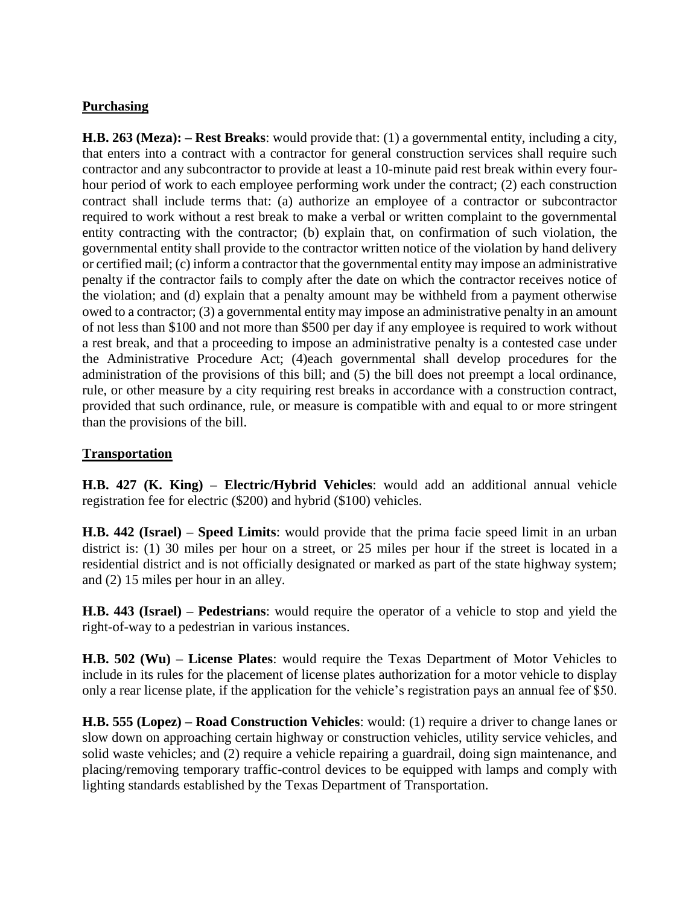## Purchasing

**H.B. 263 (Meza): – Rest Breaks**: would provide that: (1) a governmental entity, including a city, that enters into a contract with a contractor for general construction services shall require such contractor and any subcontractor to provide at least a 10-minute paid rest break within every four-hour period of work to each employee performing work under the contract; (2) each construction contract shall include terms that: (a) authorize an employee of a contractor or subcontractor required to work without a rest break to make a verbal or written complaint to the governmental entity contracting with the contractor; (b) explain that, on confirmation of such violation, the governmental entity shall provide to the contractor written notice of the violation by hand delivery or certified mail; (c) inform a contractor that the governmental entity may impose an administrative penalty if the contractor fails to comply after the date on which the contractor receives notice of the violation; and (d) explain that a penalty amount may be withheld from a payment otherwise owed to a contractor; (3) a governmental entity may impose an administrative penalty in an amount of not less than $100 and not more than $500 per day if any employee is required to work without a rest break, and that a proceeding to impose an administrative penalty is a contested case under the Administrative Procedure Act; (4)each governmental shall develop procedures for the administration of the provisions of this bill; and (5) the bill does not preempt a local ordinance, rule, or other measure by a city requiring rest breaks in accordance with a construction contract, provided that such ordinance, rule, or measure is compatible with and equal to or more stringent than the provisions of the bill.

## Transportation

**H.B. 427 (K. King) – Electric/Hybrid Vehicles**: would add an additional annual vehicle registration fee for electric ($200) and hybrid ($100) vehicles.

**H.B. 442 (Israel) – Speed Limits**: would provide that the prima facie speed limit in an urban district is: (1) 30 miles per hour on a street, or 25 miles per hour if the street is located in a residential district and is not officially designated or marked as part of the state highway system; and (2) 15 miles per hour in an alley.

**H.B. 443 (Israel) – Pedestrians**: would require the operator of a vehicle to stop and yield the right-of-way to a pedestrian in various instances.

**H.B. 502 (Wu) – License Plates**: would require the Texas Department of Motor Vehicles to include in its rules for the placement of license plates authorization for a motor vehicle to display only a rear license plate, if the application for the vehicle's registration pays an annual fee of $50.

**H.B. 555 (Lopez) – Road Construction Vehicles**: would: (1) require a driver to change lanes or slow down on approaching certain highway or construction vehicles, utility service vehicles, and solid waste vehicles; and (2) require a vehicle repairing a guardrail, doing sign maintenance, and placing/removing temporary traffic-control devices to be equipped with lamps and comply with lighting standards established by the Texas Department of Transportation.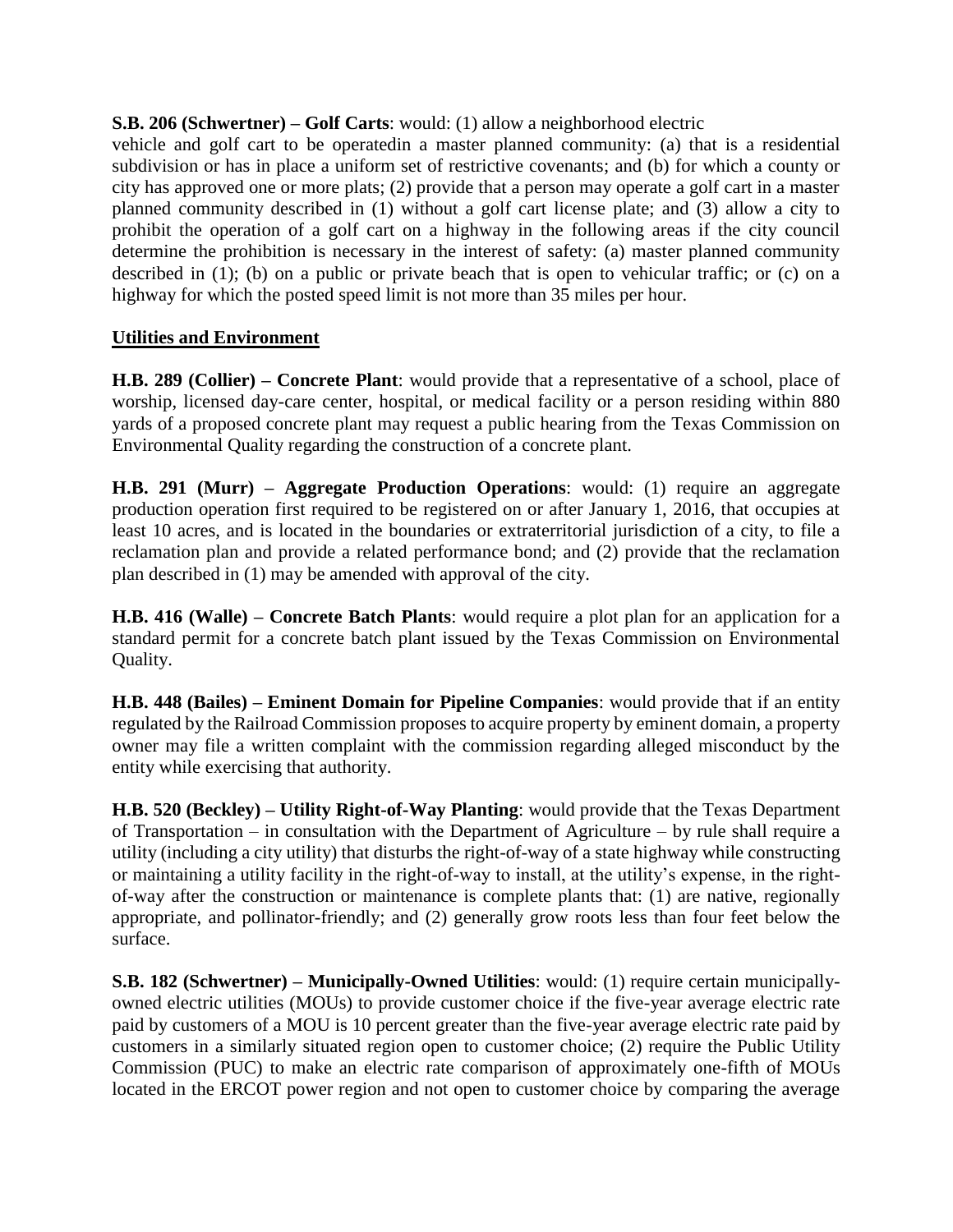**S.B. 206 (Schwertner) – Golf Carts**: would: (1) allow a neighborhood electric vehicle and golf cart to be operatedin a master planned community: (a) that is a residential subdivision or has in place a uniform set of restrictive covenants; and (b) for which a county or city has approved one or more plats; (2) provide that a person may operate a golf cart in a master planned community described in (1) without a golf cart license plate; and (3) allow a city to prohibit the operation of a golf cart on a highway in the following areas if the city council determine the prohibition is necessary in the interest of safety: (a) master planned community described in (1); (b) on a public or private beach that is open to vehicular traffic; or (c) on a highway for which the posted speed limit is not more than 35 miles per hour.

## Utilities and Environment

**H.B. 289 (Collier) – Concrete Plant**: would provide that a representative of a school, place of worship, licensed day-care center, hospital, or medical facility or a person residing within 880 yards of a proposed concrete plant may request a public hearing from the Texas Commission on Environmental Quality regarding the construction of a concrete plant.

**H.B. 291 (Murr) – Aggregate Production Operations**: would: (1) require an aggregate production operation first required to be registered on or after January 1, 2016, that occupies at least 10 acres, and is located in the boundaries or extraterritorial jurisdiction of a city, to file a reclamation plan and provide a related performance bond; and (2) provide that the reclamation plan described in (1) may be amended with approval of the city.

**H.B. 416 (Walle) – Concrete Batch Plants**: would require a plot plan for an application for a standard permit for a concrete batch plant issued by the Texas Commission on Environmental Quality.

**H.B. 448 (Bailes) – Eminent Domain for Pipeline Companies**: would provide that if an entity regulated by the Railroad Commission proposes to acquire property by eminent domain, a property owner may file a written complaint with the commission regarding alleged misconduct by the entity while exercising that authority.

**H.B. 520 (Beckley) – Utility Right-of-Way Planting**: would provide that the Texas Department of Transportation – in consultation with the Department of Agriculture – by rule shall require a utility (including a city utility) that disturbs the right-of-way of a state highway while constructing or maintaining a utility facility in the right-of-way to install, at the utility's expense, in the right-of-way after the construction or maintenance is complete plants that: (1) are native, regionally appropriate, and pollinator-friendly; and (2) generally grow roots less than four feet below the surface.

**S.B. 182 (Schwertner) – Municipally-Owned Utilities**: would: (1) require certain municipally-owned electric utilities (MOUs) to provide customer choice if the five-year average electric rate paid by customers of a MOU is 10 percent greater than the five-year average electric rate paid by customers in a similarly situated region open to customer choice; (2) require the Public Utility Commission (PUC) to make an electric rate comparison of approximately one-fifth of MOUs located in the ERCOT power region and not open to customer choice by comparing the average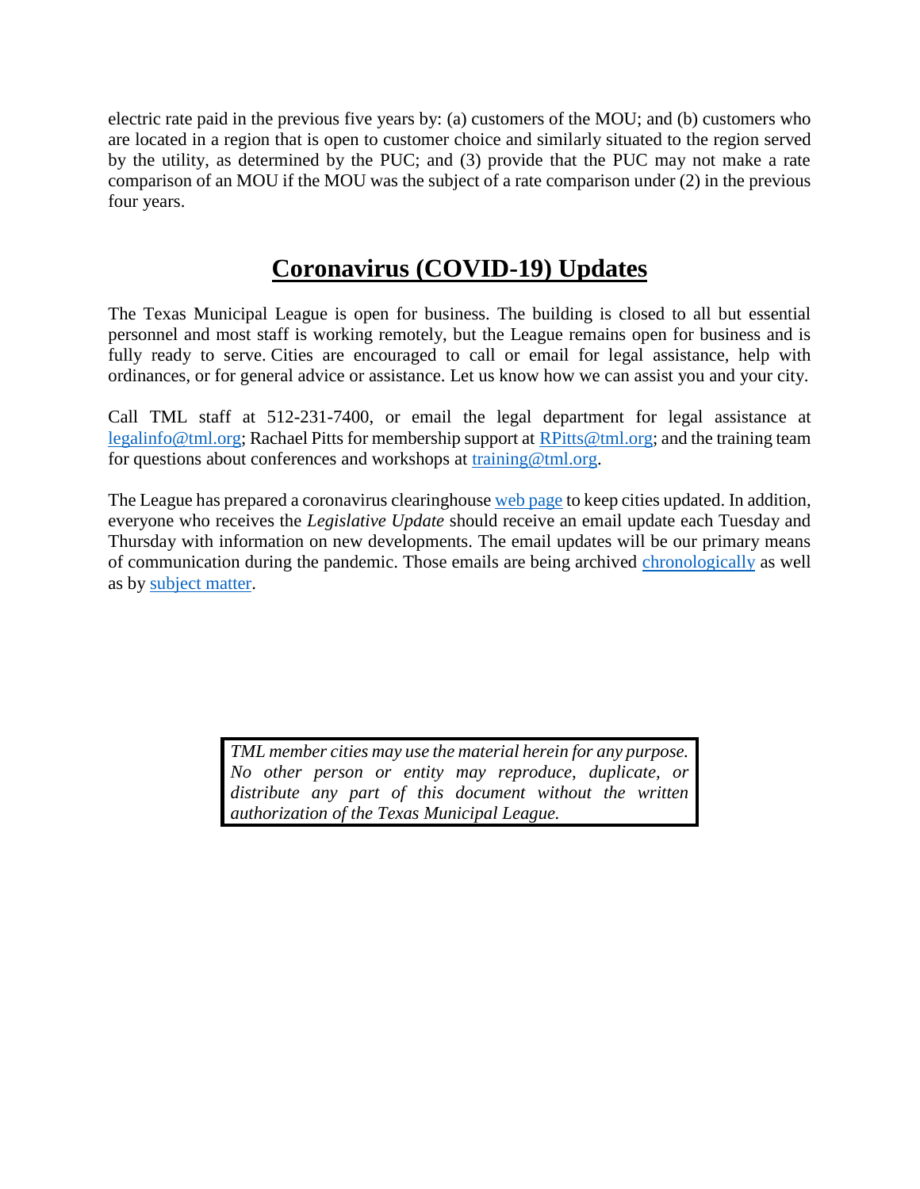electric rate paid in the previous five years by: (a) customers of the MOU; and (b) customers who are located in a region that is open to customer choice and similarly situated to the region served by the utility, as determined by the PUC; and (3) provide that the PUC may not make a rate comparison of an MOU if the MOU was the subject of a rate comparison under (2) in the previous four years.

## Coronavirus (COVID-19) Updates

The Texas Municipal League is open for business. The building is closed to all but essential personnel and most staff is working remotely, but the League remains open for business and is fully ready to serve. Cities are encouraged to call or email for legal assistance, help with ordinances, or for general advice or assistance. Let us know how we can assist you and your city.

Call TML staff at 512-231-7400, or email the legal department for legal assistance at legalinfo@tml.org; Rachael Pitts for membership support at RPitts@tml.org; and the training team for questions about conferences and workshops at training@tml.org.

The League has prepared a coronavirus clearinghouse web page to keep cities updated. In addition, everyone who receives the *Legislative Update* should receive an email update each Tuesday and Thursday with information on new developments. The email updates will be our primary means of communication during the pandemic. Those emails are being archived chronologically as well as by subject matter.

*TML member cities may use the material herein for any purpose. No other person or entity may reproduce, duplicate, or distribute any part of this document without the written authorization of the Texas Municipal League.*